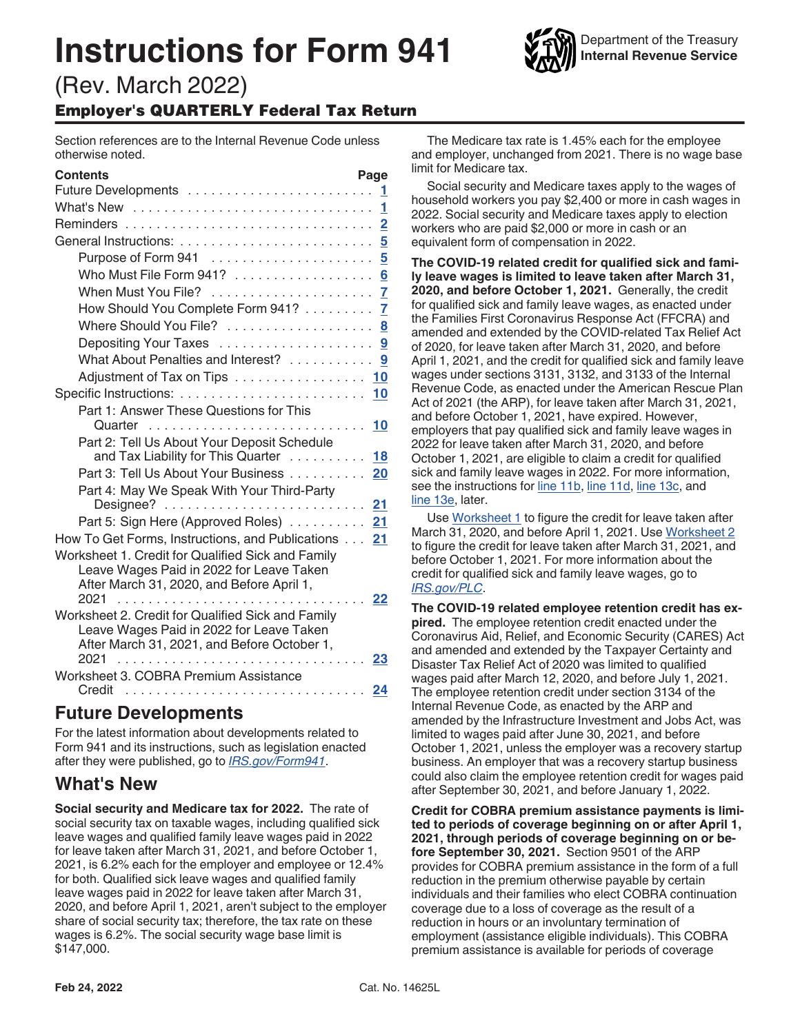# Instructions for Form 941

Department of the Treasury
Internal Revenue Service

(Rev. March 2022)

## Employer's QUARTERLY Federal Tax Return

Section references are to the Internal Revenue Code unless otherwise noted.

| Contents | Page |
|---|---|
| Future Developments | 1 |
| What's New | 1 |
| Reminders | 2 |
| General Instructions: | 5 |
| Purpose of Form 941 | 5 |
| Who Must File Form 941? | 6 |
| When Must You File? | 7 |
| How Should You Complete Form 941? | 7 |
| Where Should You File? | 8 |
| Depositing Your Taxes | 9 |
| What About Penalties and Interest? | 9 |
| Adjustment of Tax on Tips | 10 |
| Specific Instructions: | 10 |
| Part 1: Answer These Questions for This Quarter | 10 |
| Part 2: Tell Us About Your Deposit Schedule and Tax Liability for This Quarter | 18 |
| Part 3: Tell Us About Your Business | 20 |
| Part 4: May We Speak With Your Third-Party Designee? | 21 |
| Part 5: Sign Here (Approved Roles) | 21 |
| How To Get Forms, Instructions, and Publications | 21 |
| Worksheet 1. Credit for Qualified Sick and Family Leave Wages Paid in 2022 for Leave Taken After March 31, 2020, and Before April 1, 2021 | 22 |
| Worksheet 2. Credit for Qualified Sick and Family Leave Wages Paid in 2022 for Leave Taken After March 31, 2021, and Before October 1, 2021 | 23 |
| Worksheet 3. COBRA Premium Assistance Credit | 24 |

## Future Developments

For the latest information about developments related to Form 941 and its instructions, such as legislation enacted after they were published, go to *IRS.gov/Form941*.

## What's New

**Social security and Medicare tax for 2022.** The rate of social security tax on taxable wages, including qualified sick leave wages and qualified family leave wages paid in 2022 for leave taken after March 31, 2021, and before October 1, 2021, is 6.2% each for the employer and employee or 12.4% for both. Qualified sick leave wages and qualified family leave wages paid in 2022 for leave taken after March 31, 2020, and before April 1, 2021, aren't subject to the employer share of social security tax; therefore, the tax rate on these wages is 6.2%. The social security wage base limit is $147,000.

The Medicare tax rate is 1.45% each for the employee and employer, unchanged from 2021. There is no wage base limit for Medicare tax.

Social security and Medicare taxes apply to the wages of household workers you pay $2,400 or more in cash wages in 2022. Social security and Medicare taxes apply to election workers who are paid $2,000 or more in cash or an equivalent form of compensation in 2022.

**The COVID-19 related credit for qualified sick and family leave wages is limited to leave taken after March 31, 2020, and before October 1, 2021.** Generally, the credit for qualified sick and family leave wages, as enacted under the Families First Coronavirus Response Act (FFCRA) and amended and extended by the COVID-related Tax Relief Act of 2020, for leave taken after March 31, 2020, and before April 1, 2021, and the credit for qualified sick and family leave wages under sections 3131, 3132, and 3133 of the Internal Revenue Code, as enacted under the American Rescue Plan Act of 2021 (the ARP), for leave taken after March 31, 2021, and before October 1, 2021, have expired. However, employers that pay qualified sick and family leave wages in 2022 for leave taken after March 31, 2020, and before October 1, 2021, are eligible to claim a credit for qualified sick and family leave wages in 2022. For more information, see the instructions for line 11b, line 11d, line 13c, and line 13e, later.

Use Worksheet 1 to figure the credit for leave taken after March 31, 2020, and before April 1, 2021. Use Worksheet 2 to figure the credit for leave taken after March 31, 2021, and before October 1, 2021. For more information about the credit for qualified sick and family leave wages, go to *IRS.gov/PLC*.

**The COVID-19 related employee retention credit has expired.** The employee retention credit enacted under the Coronavirus Aid, Relief, and Economic Security (CARES) Act and amended and extended by the Taxpayer Certainty and Disaster Tax Relief Act of 2020 was limited to qualified wages paid after March 12, 2020, and before July 1, 2021. The employee retention credit under section 3134 of the Internal Revenue Code, as enacted by the ARP and amended by the Infrastructure Investment and Jobs Act, was limited to wages paid after June 30, 2021, and before October 1, 2021, unless the employer was a recovery startup business. An employer that was a recovery startup business could also claim the employee retention credit for wages paid after September 30, 2021, and before January 1, 2022.

**Credit for COBRA premium assistance payments is limited to periods of coverage beginning on or after April 1, 2021, through periods of coverage beginning on or before September 30, 2021.** Section 9501 of the ARP provides for COBRA premium assistance in the form of a full reduction in the premium otherwise payable by certain individuals and their families who elect COBRA continuation coverage due to a loss of coverage as the result of a reduction in hours or an involuntary termination of employment (assistance eligible individuals). This COBRA premium assistance is available for periods of coverage

Feb 24, 2022 Cat. No. 14625L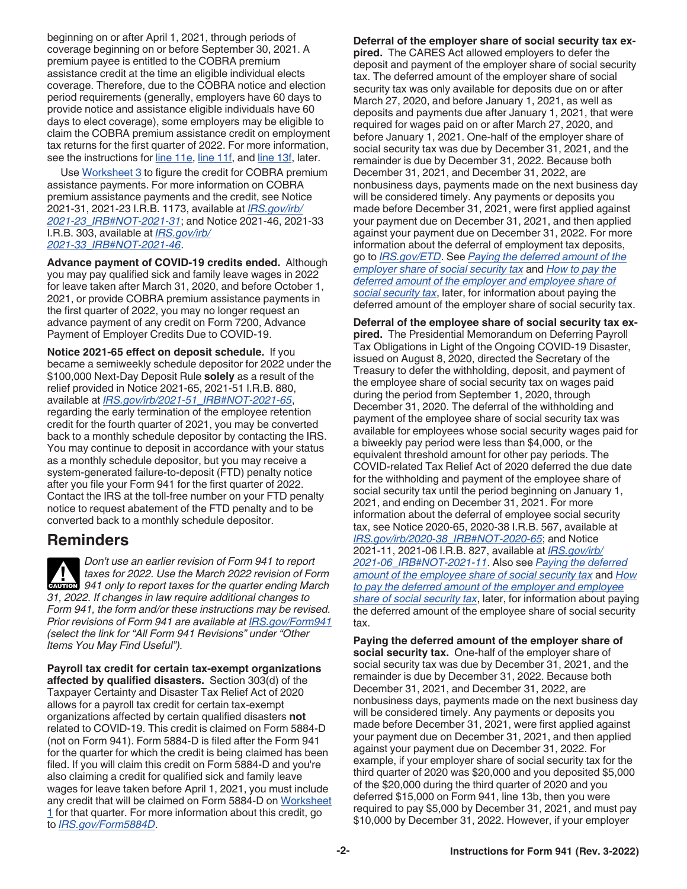beginning on or after April 1, 2021, through periods of coverage beginning on or before September 30, 2021. A premium payee is entitled to the COBRA premium assistance credit at the time an eligible individual elects coverage. Therefore, due to the COBRA notice and election period requirements (generally, employers have 60 days to provide notice and assistance eligible individuals have 60 days to elect coverage), some employers may be eligible to claim the COBRA premium assistance credit on employment tax returns for the first quarter of 2022. For more information, see the instructions for line 11e, line 11f, and line 13f, later.

Use Worksheet 3 to figure the credit for COBRA premium assistance payments. For more information on COBRA premium assistance payments and the credit, see Notice 2021-31, 2021-23 I.R.B. 1173, available at *IRS.gov/irb/2021-23_IRB#NOT-2021-31*; and Notice 2021-46, 2021-33 I.R.B. 303, available at *IRS.gov/irb/2021-33_IRB#NOT-2021-46*.

**Advance payment of COVID-19 credits ended.** Although you may pay qualified sick and family leave wages in 2022 for leave taken after March 31, 2020, and before October 1, 2021, or provide COBRA premium assistance payments in the first quarter of 2022, you may no longer request an advance payment of any credit on Form 7200, Advance Payment of Employer Credits Due to COVID-19.

**Notice 2021-65 effect on deposit schedule.** If you became a semiweekly schedule depositor for 2022 under the $100,000 Next-Day Deposit Rule **solely** as a result of the relief provided in Notice 2021-65, 2021-51 I.R.B. 880, available at *IRS.gov/irb/2021-51_IRB#NOT-2021-65*, regarding the early termination of the employee retention credit for the fourth quarter of 2021, you may be converted back to a monthly schedule depositor by contacting the IRS. You may continue to deposit in accordance with your status as a monthly schedule depositor, but you may receive a system-generated failure-to-deposit (FTD) penalty notice after you file your Form 941 for the first quarter of 2022. Contact the IRS at the toll-free number on your FTD penalty notice to request abatement of the FTD penalty and to be converted back to a monthly schedule depositor.

## Reminders

**CAUTION** *Don't use an earlier revision of Form 941 to report taxes for 2022. Use the March 2022 revision of Form 941 only to report taxes for the quarter ending March 31, 2022. If changes in law require additional changes to Form 941, the form and/or these instructions may be revised. Prior revisions of Form 941 are available at IRS.gov/Form941 (select the link for "All Form 941 Revisions" under "Other Items You May Find Useful").*

**Payroll tax credit for certain tax-exempt organizations affected by qualified disasters.** Section 303(d) of the Taxpayer Certainty and Disaster Tax Relief Act of 2020 allows for a payroll tax credit for certain tax-exempt organizations affected by certain qualified disasters **not** related to COVID-19. This credit is claimed on Form 5884-D (not on Form 941). Form 5884-D is filed after the Form 941 for the quarter for which the credit is being claimed has been filed. If you will claim this credit on Form 5884-D and you're also claiming a credit for qualified sick and family leave wages for leave taken before April 1, 2021, you must include any credit that will be claimed on Form 5884-D on Worksheet 1 for that quarter. For more information about this credit, go to *IRS.gov/Form5884D*.

**Deferral of the employer share of social security tax expired.** The CARES Act allowed employers to defer the deposit and payment of the employer share of social security tax. The deferred amount of the employer share of social security tax was only available for deposits due on or after March 27, 2020, and before January 1, 2021, as well as deposits and payments due after January 1, 2021, that were required for wages paid on or after March 27, 2020, and before January 1, 2021. One-half of the employer share of social security tax was due by December 31, 2021, and the remainder is due by December 31, 2022. Because both December 31, 2021, and December 31, 2022, are nonbusiness days, payments made on the next business day will be considered timely. Any payments or deposits you made before December 31, 2021, were first applied against your payment due on December 31, 2021, and then applied against your payment due on December 31, 2022. For more information about the deferral of employment tax deposits, go to *IRS.gov/ETD*. See *Paying the deferred amount of the employer share of social security tax* and *How to pay the deferred amount of the employer and employee share of social security tax*, later, for information about paying the deferred amount of the employer share of social security tax.

**Deferral of the employee share of social security tax expired.** The Presidential Memorandum on Deferring Payroll Tax Obligations in Light of the Ongoing COVID-19 Disaster, issued on August 8, 2020, directed the Secretary of the Treasury to defer the withholding, deposit, and payment of the employee share of social security tax on wages paid during the period from September 1, 2020, through December 31, 2020. The deferral of the withholding and payment of the employee share of social security tax was available for employees whose social security wages paid for a biweekly pay period were less than $4,000, or the equivalent threshold amount for other pay periods. The COVID-related Tax Relief Act of 2020 deferred the due date for the withholding and payment of the employee share of social security tax until the period beginning on January 1, 2021, and ending on December 31, 2021. For more information about the deferral of employee social security tax, see Notice 2020-65, 2020-38 I.R.B. 567, available at *IRS.gov/irb/2020-38_IRB#NOT-2020-65*; and Notice 2021-11, 2021-06 I.R.B. 827, available at *IRS.gov/irb/2021-06_IRB#NOT-2021-11*. Also see *Paying the deferred amount of the employee share of social security tax* and *How to pay the deferred amount of the employer and employee share of social security tax*, later, for information about paying the deferred amount of the employee share of social security tax.

**Paying the deferred amount of the employer share of social security tax.** One-half of the employer share of social security tax was due by December 31, 2021, and the remainder is due by December 31, 2022. Because both December 31, 2021, and December 31, 2022, are nonbusiness days, payments made on the next business day will be considered timely. Any payments or deposits you made before December 31, 2021, were first applied against your payment due on December 31, 2021, and then applied against your payment due on December 31, 2022. For example, if your employer share of social security tax for the third quarter of 2020 was $20,000 and you deposited $5,000 of the $20,000 during the third quarter of 2020 and you deferred $15,000 on Form 941, line 13b, then you were required to pay $5,000 by December 31, 2021, and must pay $10,000 by December 31, 2022. However, if your employer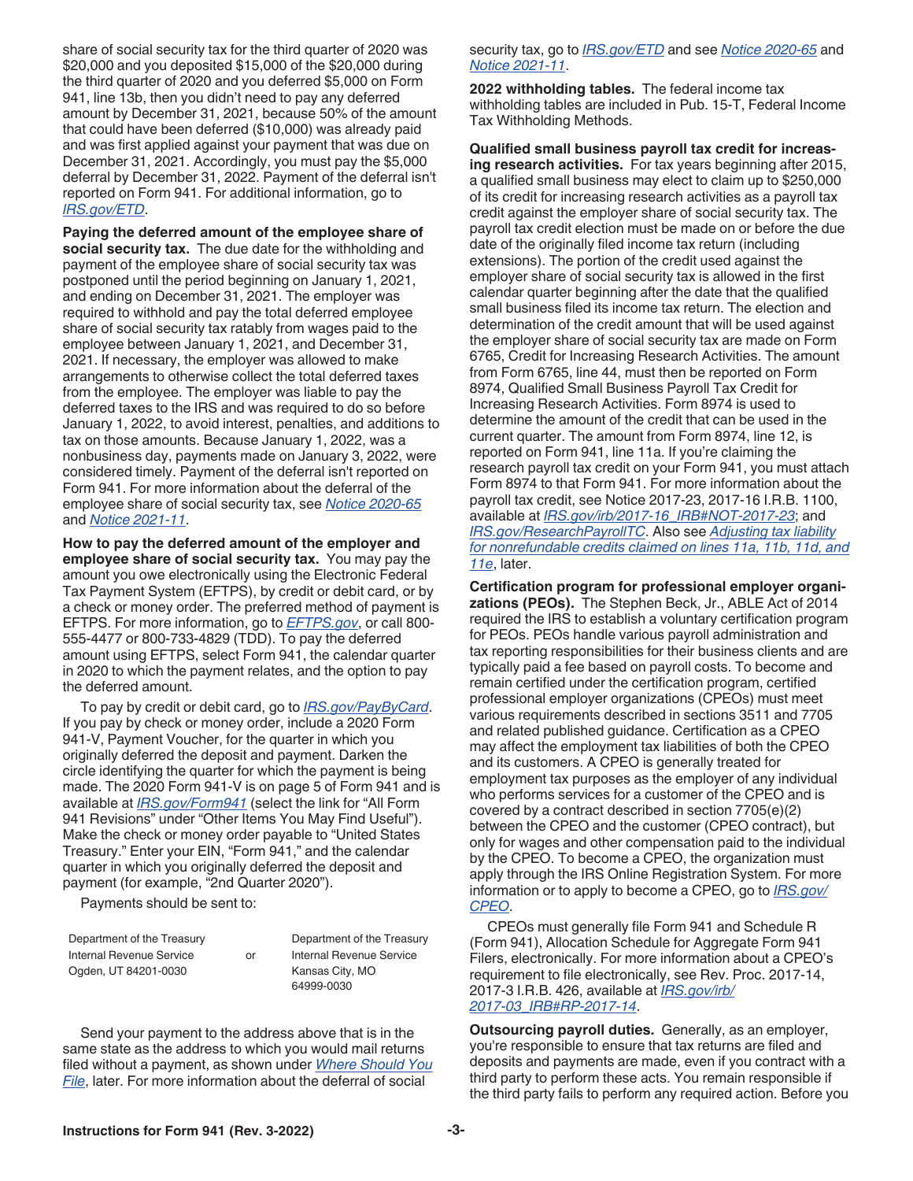share of social security tax for the third quarter of 2020 was $20,000 and you deposited $15,000 of the $20,000 during the third quarter of 2020 and you deferred $5,000 on Form 941, line 13b, then you didn't need to pay any deferred amount by December 31, 2021, because 50% of the amount that could have been deferred ($10,000) was already paid and was first applied against your payment that was due on December 31, 2021. Accordingly, you must pay the $5,000 deferral by December 31, 2022. Payment of the deferral isn't reported on Form 941. For additional information, go to *IRS.gov/ETD*.

**Paying the deferred amount of the employee share of social security tax.** The due date for the withholding and payment of the employee share of social security tax was postponed until the period beginning on January 1, 2021, and ending on December 31, 2021. The employer was required to withhold and pay the total deferred employee share of social security tax ratably from wages paid to the employee between January 1, 2021, and December 31, 2021. If necessary, the employer was allowed to make arrangements to otherwise collect the total deferred taxes from the employee. The employer was liable to pay the deferred taxes to the IRS and was required to do so before January 1, 2022, to avoid interest, penalties, and additions to tax on those amounts. Because January 1, 2022, was a nonbusiness day, payments made on January 3, 2022, were considered timely. Payment of the deferral isn't reported on Form 941. For more information about the deferral of the employee share of social security tax, see *Notice 2020-65* and *Notice 2021-11*.

**How to pay the deferred amount of the employer and employee share of social security tax.** You may pay the amount you owe electronically using the Electronic Federal Tax Payment System (EFTPS), by credit or debit card, or by a check or money order. The preferred method of payment is EFTPS. For more information, go to *EFTPS.gov*, or call 800-555-4477 or 800-733-4829 (TDD). To pay the deferred amount using EFTPS, select Form 941, the calendar quarter in 2020 to which the payment relates, and the option to pay the deferred amount.

To pay by credit or debit card, go to *IRS.gov/PayByCard*. If you pay by check or money order, include a 2020 Form 941-V, Payment Voucher, for the quarter in which you originally deferred the deposit and payment. Darken the circle identifying the quarter for which the payment is being made. The 2020 Form 941-V is on page 5 of Form 941 and is available at *IRS.gov/Form941* (select the link for "All Form 941 Revisions" under "Other Items You May Find Useful"). Make the check or money order payable to "United States Treasury." Enter your EIN, "Form 941," and the calendar quarter in which you originally deferred the deposit and payment (for example, "2nd Quarter 2020").

Payments should be sent to:

| | | |
|---|---|---|
| Department of the Treasury<br>Internal Revenue Service<br>Ogden, UT 84201-0030 | or | Department of the Treasury<br>Internal Revenue Service<br>Kansas City, MO<br>64999-0030 |

Send your payment to the address above that is in the same state as the address to which you would mail returns filed without a payment, as shown under *Where Should You File*, later. For more information about the deferral of social security tax, go to *IRS.gov/ETD* and see *Notice 2020-65* and *Notice 2021-11*.

**2022 withholding tables.** The federal income tax withholding tables are included in Pub. 15-T, Federal Income Tax Withholding Methods.

**Qualified small business payroll tax credit for increasing research activities.** For tax years beginning after 2015, a qualified small business may elect to claim up to $250,000 of its credit for increasing research activities as a payroll tax credit against the employer share of social security tax. The payroll tax credit election must be made on or before the due date of the originally filed income tax return (including extensions). The portion of the credit used against the employer share of social security tax is allowed in the first calendar quarter beginning after the date that the qualified small business filed its income tax return. The election and determination of the credit amount that will be used against the employer share of social security tax are made on Form 6765, Credit for Increasing Research Activities. The amount from Form 6765, line 44, must then be reported on Form 8974, Qualified Small Business Payroll Tax Credit for Increasing Research Activities. Form 8974 is used to determine the amount of the credit that can be used in the current quarter. The amount from Form 8974, line 12, is reported on Form 941, line 11a. If you're claiming the research payroll tax credit on your Form 941, you must attach Form 8974 to that Form 941. For more information about the payroll tax credit, see Notice 2017-23, 2017-16 I.R.B. 1100, available at *IRS.gov/irb/2017-16_IRB#NOT-2017-23*; and *IRS.gov/ResearchPayrollTC*. Also see *Adjusting tax liability for nonrefundable credits claimed on lines 11a, 11b, 11d, and 11e*, later.

**Certification program for professional employer organizations (PEOs).** The Stephen Beck, Jr., ABLE Act of 2014 required the IRS to establish a voluntary certification program for PEOs. PEOs handle various payroll administration and tax reporting responsibilities for their business clients and are typically paid a fee based on payroll costs. To become and remain certified under the certification program, certified professional employer organizations (CPEOs) must meet various requirements described in sections 3511 and 7705 and related published guidance. Certification as a CPEO may affect the employment tax liabilities of both the CPEO and its customers. A CPEO is generally treated for employment tax purposes as the employer of any individual who performs services for a customer of the CPEO and is covered by a contract described in section 7705(e)(2) between the CPEO and the customer (CPEO contract), but only for wages and other compensation paid to the individual by the CPEO. To become a CPEO, the organization must apply through the IRS Online Registration System. For more information or to apply to become a CPEO, go to *IRS.gov/CPEO*.

CPEOs must generally file Form 941 and Schedule R (Form 941), Allocation Schedule for Aggregate Form 941 Filers, electronically. For more information about a CPEO's requirement to file electronically, see Rev. Proc. 2017-14, 2017-3 I.R.B. 426, available at *IRS.gov/irb/2017-03_IRB#RP-2017-14*.

**Outsourcing payroll duties.** Generally, as an employer, you're responsible to ensure that tax returns are filed and deposits and payments are made, even if you contract with a third party to perform these acts. You remain responsible if the third party fails to perform any required action. Before you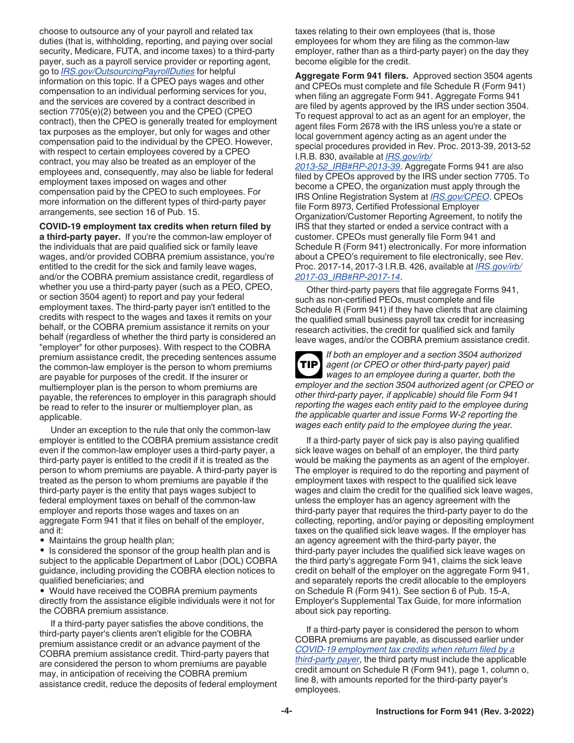choose to outsource any of your payroll and related tax duties (that is, withholding, reporting, and paying over social security, Medicare, FUTA, and income taxes) to a third-party payer, such as a payroll service provider or reporting agent, go to *IRS.gov/OutsourcingPayrollDuties* for helpful information on this topic. If a CPEO pays wages and other compensation to an individual performing services for you, and the services are covered by a contract described in section 7705(e)(2) between you and the CPEO (CPEO contract), then the CPEO is generally treated for employment tax purposes as the employer, but only for wages and other compensation paid to the individual by the CPEO. However, with respect to certain employees covered by a CPEO contract, you may also be treated as an employer of the employees and, consequently, may also be liable for federal employment taxes imposed on wages and other compensation paid by the CPEO to such employees. For more information on the different types of third-party payer arrangements, see section 16 of Pub. 15.

**COVID-19 employment tax credits when return filed by a third-party payer.** If you're the common-law employer of the individuals that are paid qualified sick or family leave wages, and/or provided COBRA premium assistance, you're entitled to the credit for the sick and family leave wages, and/or the COBRA premium assistance credit, regardless of whether you use a third-party payer (such as a PEO, CPEO, or section 3504 agent) to report and pay your federal employment taxes. The third-party payer isn't entitled to the credits with respect to the wages and taxes it remits on your behalf, or the COBRA premium assistance it remits on your behalf (regardless of whether the third party is considered an "employer" for other purposes). With respect to the COBRA premium assistance credit, the preceding sentences assume the common-law employer is the person to whom premiums are payable for purposes of the credit. If the insurer or multiemployer plan is the person to whom premiums are payable, the references to employer in this paragraph should be read to refer to the insurer or multiemployer plan, as applicable.

Under an exception to the rule that only the common-law employer is entitled to the COBRA premium assistance credit even if the common-law employer uses a third-party payer, a third-party payer is entitled to the credit if it is treated as the person to whom premiums are payable. A third-party payer is treated as the person to whom premiums are payable if the third-party payer is the entity that pays wages subject to federal employment taxes on behalf of the common-law employer and reports those wages and taxes on an aggregate Form 941 that it files on behalf of the employer, and it:

- Maintains the group health plan;
- Is considered the sponsor of the group health plan and is subject to the applicable Department of Labor (DOL) COBRA guidance, including providing the COBRA election notices to qualified beneficiaries; and
- Would have received the COBRA premium payments directly from the assistance eligible individuals were it not for the COBRA premium assistance.

If a third-party payer satisfies the above conditions, the third-party payer's clients aren't eligible for the COBRA premium assistance credit or an advance payment of the COBRA premium assistance credit. Third-party payers that are considered the person to whom premiums are payable may, in anticipation of receiving the COBRA premium assistance credit, reduce the deposits of federal employment taxes relating to their own employees (that is, those employees for whom they are filing as the common-law employer, rather than as a third-party payer) on the day they become eligible for the credit.

**Aggregate Form 941 filers.** Approved section 3504 agents and CPEOs must complete and file Schedule R (Form 941) when filing an aggregate Form 941. Aggregate Forms 941 are filed by agents approved by the IRS under section 3504. To request approval to act as an agent for an employer, the agent files Form 2678 with the IRS unless you're a state or local government agency acting as an agent under the special procedures provided in Rev. Proc. 2013-39, 2013-52 I.R.B. 830, available at *IRS.gov/irb/2013-52_IRB#RP-2013-39*. Aggregate Forms 941 are also filed by CPEOs approved by the IRS under section 7705. To become a CPEO, the organization must apply through the IRS Online Registration System at *IRS.gov/CPEO*. CPEOs file Form 8973, Certified Professional Employer Organization/Customer Reporting Agreement, to notify the IRS that they started or ended a service contract with a customer. CPEOs must generally file Form 941 and Schedule R (Form 941) electronically. For more information about a CPEO's requirement to file electronically, see Rev. Proc. 2017-14, 2017-3 I.R.B. 426, available at *IRS.gov/irb/2017-03_IRB#RP-2017-14*.

Other third-party payers that file aggregate Forms 941, such as non-certified PEOs, must complete and file Schedule R (Form 941) if they have clients that are claiming the qualified small business payroll tax credit for increasing research activities, the credit for qualified sick and family leave wages, and/or the COBRA premium assistance credit.

**TIP** *If both an employer and a section 3504 authorized agent (or CPEO or other third-party payer) paid wages to an employee during a quarter, both the employer and the section 3504 authorized agent (or CPEO or other third-party payer, if applicable) should file Form 941 reporting the wages each entity paid to the employee during the applicable quarter and issue Forms W-2 reporting the wages each entity paid to the employee during the year.*

If a third-party payer of sick pay is also paying qualified sick leave wages on behalf of an employer, the third party would be making the payments as an agent of the employer. The employer is required to do the reporting and payment of employment taxes with respect to the qualified sick leave wages and claim the credit for the qualified sick leave wages, unless the employer has an agency agreement with the third-party payer that requires the third-party payer to do the collecting, reporting, and/or paying or depositing employment taxes on the qualified sick leave wages. If the employer has an agency agreement with the third-party payer, the third-party payer includes the qualified sick leave wages on the third party's aggregate Form 941, claims the sick leave credit on behalf of the employer on the aggregate Form 941, and separately reports the credit allocable to the employers on Schedule R (Form 941). See section 6 of Pub. 15-A, Employer's Supplemental Tax Guide, for more information about sick pay reporting.

If a third-party payer is considered the person to whom COBRA premiums are payable, as discussed earlier under *COVID-19 employment tax credits when return filed by a third-party payer*, the third party must include the applicable credit amount on Schedule R (Form 941), page 1, column o, line 8, with amounts reported for the third-party payer's employees.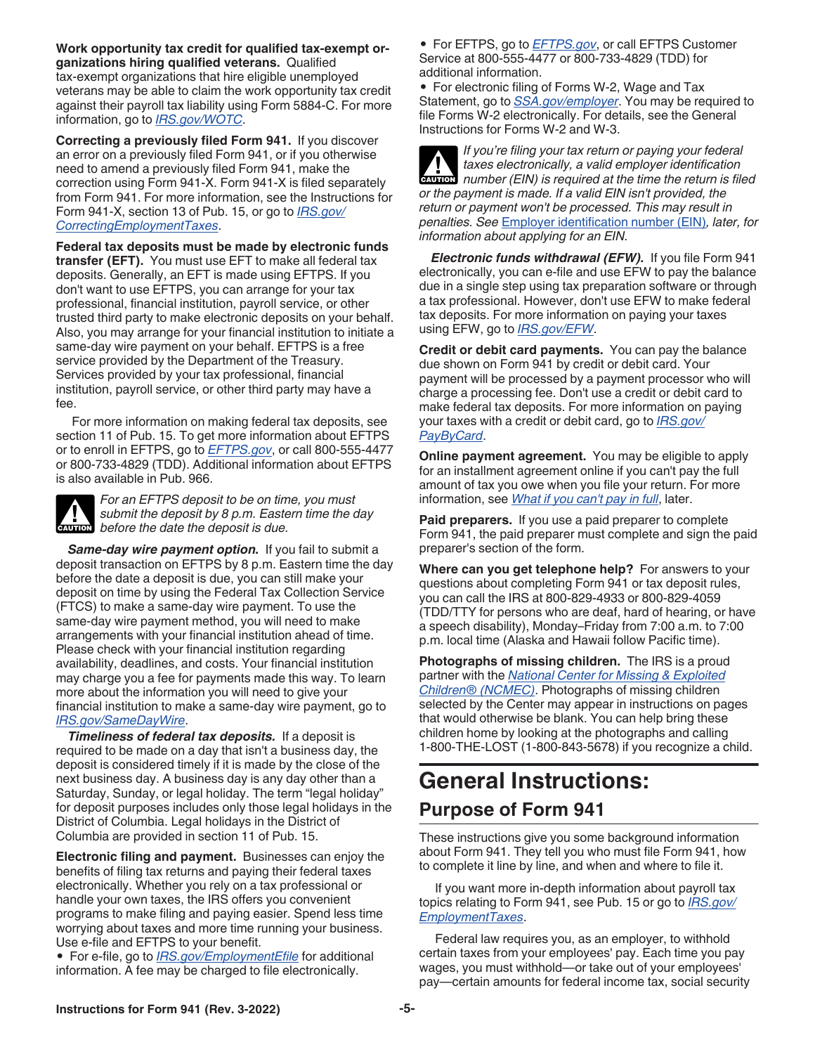**Work opportunity tax credit for qualified tax-exempt organizations hiring qualified veterans.** Qualified tax-exempt organizations that hire eligible unemployed veterans may be able to claim the work opportunity tax credit against their payroll tax liability using Form 5884-C. For more information, go to *IRS.gov/WOTC*.

**Correcting a previously filed Form 941.** If you discover an error on a previously filed Form 941, or if you otherwise need to amend a previously filed Form 941, make the correction using Form 941-X. Form 941-X is filed separately from Form 941. For more information, see the Instructions for Form 941-X, section 13 of Pub. 15, or go to *IRS.gov/CorrectingEmploymentTaxes*.

**Federal tax deposits must be made by electronic funds transfer (EFT).** You must use EFT to make all federal tax deposits. Generally, an EFT is made using EFTPS. If you don't want to use EFTPS, you can arrange for your tax professional, financial institution, payroll service, or other trusted third party to make electronic deposits on your behalf. Also, you may arrange for your financial institution to initiate a same-day wire payment on your behalf. EFTPS is a free service provided by the Department of the Treasury. Services provided by your tax professional, financial institution, payroll service, or other third party may have a fee.

For more information on making federal tax deposits, see section 11 of Pub. 15. To get more information about EFTPS or to enroll in EFTPS, go to *EFTPS.gov*, or call 800-555-4477 or 800-733-4829 (TDD). Additional information about EFTPS is also available in Pub. 966.

**CAUTION:** *For an EFTPS deposit to be on time, you must submit the deposit by 8 p.m. Eastern time the day before the date the deposit is due.*

***Same-day wire payment option.*** If you fail to submit a deposit transaction on EFTPS by 8 p.m. Eastern time the day before the date a deposit is due, you can still make your deposit on time by using the Federal Tax Collection Service (FTCS) to make a same-day wire payment. To use the same-day wire payment method, you will need to make arrangements with your financial institution ahead of time. Please check with your financial institution regarding availability, deadlines, and costs. Your financial institution may charge you a fee for payments made this way. To learn more about the information you will need to give your financial institution to make a same-day wire payment, go to *IRS.gov/SameDayWire*.

***Timeliness of federal tax deposits.*** If a deposit is required to be made on a day that isn't a business day, the deposit is considered timely if it is made by the close of the next business day. A business day is any day other than a Saturday, Sunday, or legal holiday. The term "legal holiday" for deposit purposes includes only those legal holidays in the District of Columbia. Legal holidays in the District of Columbia are provided in section 11 of Pub. 15.

**Electronic filing and payment.** Businesses can enjoy the benefits of filing tax returns and paying their federal taxes electronically. Whether you rely on a tax professional or handle your own taxes, the IRS offers you convenient programs to make filing and paying easier. Spend less time worrying about taxes and more time running your business. Use e-file and EFTPS to your benefit.

- For e-file, go to *IRS.gov/EmploymentEfile* for additional information. A fee may be charged to file electronically.
- For EFTPS, go to *EFTPS.gov*, or call EFTPS Customer Service at 800-555-4477 or 800-733-4829 (TDD) for additional information.
- For electronic filing of Forms W-2, Wage and Tax Statement, go to *SSA.gov/employer*. You may be required to file Forms W-2 electronically. For details, see the General Instructions for Forms W-2 and W-3.

**CAUTION:** *If you're filing your tax return or paying your federal taxes electronically, a valid employer identification number (EIN) is required at the time the return is filed or the payment is made. If a valid EIN isn't provided, the return or payment won't be processed. This may result in penalties. See* Employer identification number (EIN)*, later, for information about applying for an EIN.*

***Electronic funds withdrawal (EFW).*** If you file Form 941 electronically, you can e-file and use EFW to pay the balance due in a single step using tax preparation software or through a tax professional. However, don't use EFW to make federal tax deposits. For more information on paying your taxes using EFW, go to *IRS.gov/EFW*.

**Credit or debit card payments.** You can pay the balance due shown on Form 941 by credit or debit card. Your payment will be processed by a payment processor who will charge a processing fee. Don't use a credit or debit card to make federal tax deposits. For more information on paying your taxes with a credit or debit card, go to *IRS.gov/PayByCard*.

**Online payment agreement.** You may be eligible to apply for an installment agreement online if you can't pay the full amount of tax you owe when you file your return. For more information, see *What if you can't pay in full*, later.

**Paid preparers.** If you use a paid preparer to complete Form 941, the paid preparer must complete and sign the paid preparer's section of the form.

**Where can you get telephone help?** For answers to your questions about completing Form 941 or tax deposit rules, you can call the IRS at 800-829-4933 or 800-829-4059 (TDD/TTY for persons who are deaf, hard of hearing, or have a speech disability), Monday–Friday from 7:00 a.m. to 7:00 p.m. local time (Alaska and Hawaii follow Pacific time).

**Photographs of missing children.** The IRS is a proud partner with the *National Center for Missing & Exploited Children® (NCMEC)*. Photographs of missing children selected by the Center may appear in instructions on pages that would otherwise be blank. You can help bring these children home by looking at the photographs and calling 1-800-THE-LOST (1-800-843-5678) if you recognize a child.

# General Instructions:

## Purpose of Form 941

These instructions give you some background information about Form 941. They tell you who must file Form 941, how to complete it line by line, and when and where to file it.

If you want more in-depth information about payroll tax topics relating to Form 941, see Pub. 15 or go to *IRS.gov/EmploymentTaxes*.

Federal law requires you, as an employer, to withhold certain taxes from your employees' pay. Each time you pay wages, you must withhold—or take out of your employees' pay—certain amounts for federal income tax, social security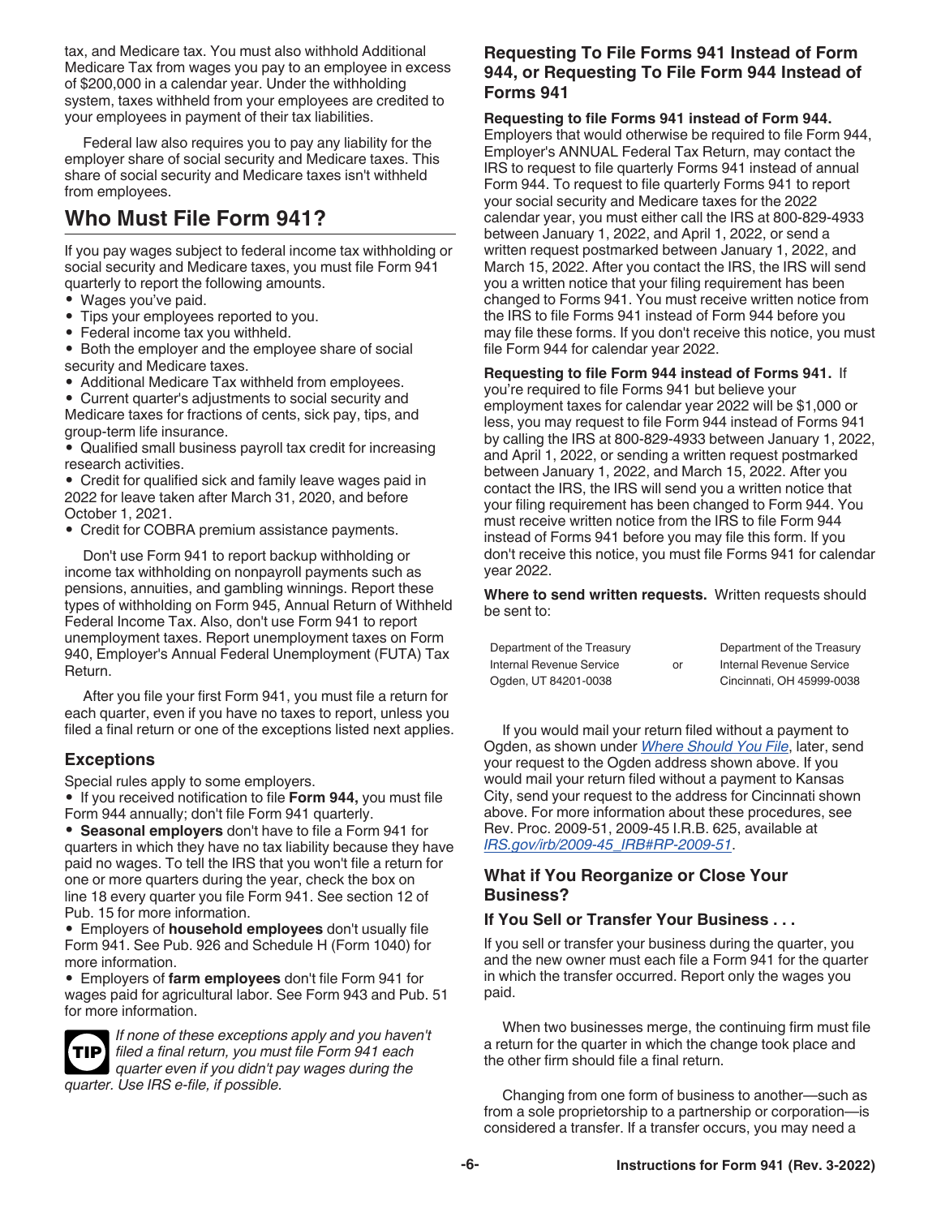tax, and Medicare tax. You must also withhold Additional Medicare Tax from wages you pay to an employee in excess of $200,000 in a calendar year. Under the withholding system, taxes withheld from your employees are credited to your employees in payment of their tax liabilities.

Federal law also requires you to pay any liability for the employer share of social security and Medicare taxes. This share of social security and Medicare taxes isn't withheld from employees.

## Who Must File Form 941?

If you pay wages subject to federal income tax withholding or social security and Medicare taxes, you must file Form 941 quarterly to report the following amounts.

- Wages you've paid.
- Tips your employees reported to you.
- Federal income tax you withheld.
- Both the employer and the employee share of social security and Medicare taxes.
- Additional Medicare Tax withheld from employees.
- Current quarter's adjustments to social security and Medicare taxes for fractions of cents, sick pay, tips, and group-term life insurance.
- Qualified small business payroll tax credit for increasing research activities.
- Credit for qualified sick and family leave wages paid in 2022 for leave taken after March 31, 2020, and before October 1, 2021.
- Credit for COBRA premium assistance payments.

Don't use Form 941 to report backup withholding or income tax withholding on nonpayroll payments such as pensions, annuities, and gambling winnings. Report these types of withholding on Form 945, Annual Return of Withheld Federal Income Tax. Also, don't use Form 941 to report unemployment taxes. Report unemployment taxes on Form 940, Employer's Annual Federal Unemployment (FUTA) Tax Return.

After you file your first Form 941, you must file a return for each quarter, even if you have no taxes to report, unless you filed a final return or one of the exceptions listed next applies.

### Exceptions

Special rules apply to some employers.

- If you received notification to file **Form 944,** you must file Form 944 annually; don't file Form 941 quarterly.
- **Seasonal employers** don't have to file a Form 941 for quarters in which they have no tax liability because they have paid no wages. To tell the IRS that you won't file a return for one or more quarters during the year, check the box on line 18 every quarter you file Form 941. See section 12 of Pub. 15 for more information.
- Employers of **household employees** don't usually file Form 941. See Pub. 926 and Schedule H (Form 1040) for more information.
- Employers of **farm employees** don't file Form 941 for wages paid for agricultural labor. See Form 943 and Pub. 51 for more information.

**TIP** *If none of these exceptions apply and you haven't filed a final return, you must file Form 941 each quarter even if you didn't pay wages during the quarter. Use IRS e-file, if possible.*

### Requesting To File Forms 941 Instead of Form 944, or Requesting To File Form 944 Instead of Forms 941

**Requesting to file Forms 941 instead of Form 944.** Employers that would otherwise be required to file Form 944, Employer's ANNUAL Federal Tax Return, may contact the IRS to request to file quarterly Forms 941 instead of annual Form 944. To request to file quarterly Forms 941 to report your social security and Medicare taxes for the 2022 calendar year, you must either call the IRS at 800-829-4933 between January 1, 2022, and April 1, 2022, or send a written request postmarked between January 1, 2022, and March 15, 2022. After you contact the IRS, the IRS will send you a written notice that your filing requirement has been changed to Forms 941. You must receive written notice from the IRS to file Forms 941 instead of Form 944 before you may file these forms. If you don't receive this notice, you must file Form 944 for calendar year 2022.

**Requesting to file Form 944 instead of Forms 941.** If you're required to file Forms 941 but believe your employment taxes for calendar year 2022 will be $1,000 or less, you may request to file Form 944 instead of Forms 941 by calling the IRS at 800-829-4933 between January 1, 2022, and April 1, 2022, or sending a written request postmarked between January 1, 2022, and March 15, 2022. After you contact the IRS, the IRS will send you a written notice that your filing requirement has been changed to Form 944. You must receive written notice from the IRS to file Form 944 instead of Forms 941 before you may file this form. If you don't receive this notice, you must file Forms 941 for calendar year 2022.

**Where to send written requests.** Written requests should be sent to:

| | | |
|---|---|---|
| Department of the Treasury<br>Internal Revenue Service<br>Ogden, UT 84201-0038 | or | Department of the Treasury<br>Internal Revenue Service<br>Cincinnati, OH 45999-0038 |

If you would mail your return filed without a payment to Ogden, as shown under *Where Should You File*, later, send your request to the Ogden address shown above. If you would mail your return filed without a payment to Kansas City, send your request to the address for Cincinnati shown above. For more information about these procedures, see Rev. Proc. 2009-51, 2009-45 I.R.B. 625, available at *IRS.gov/irb/2009-45_IRB#RP-2009-51*.

### What if You Reorganize or Close Your Business?

#### If You Sell or Transfer Your Business . . .

If you sell or transfer your business during the quarter, you and the new owner must each file a Form 941 for the quarter in which the transfer occurred. Report only the wages you paid.

When two businesses merge, the continuing firm must file a return for the quarter in which the change took place and the other firm should file a final return.

Changing from one form of business to another—such as from a sole proprietorship to a partnership or corporation—is considered a transfer. If a transfer occurs, you may need a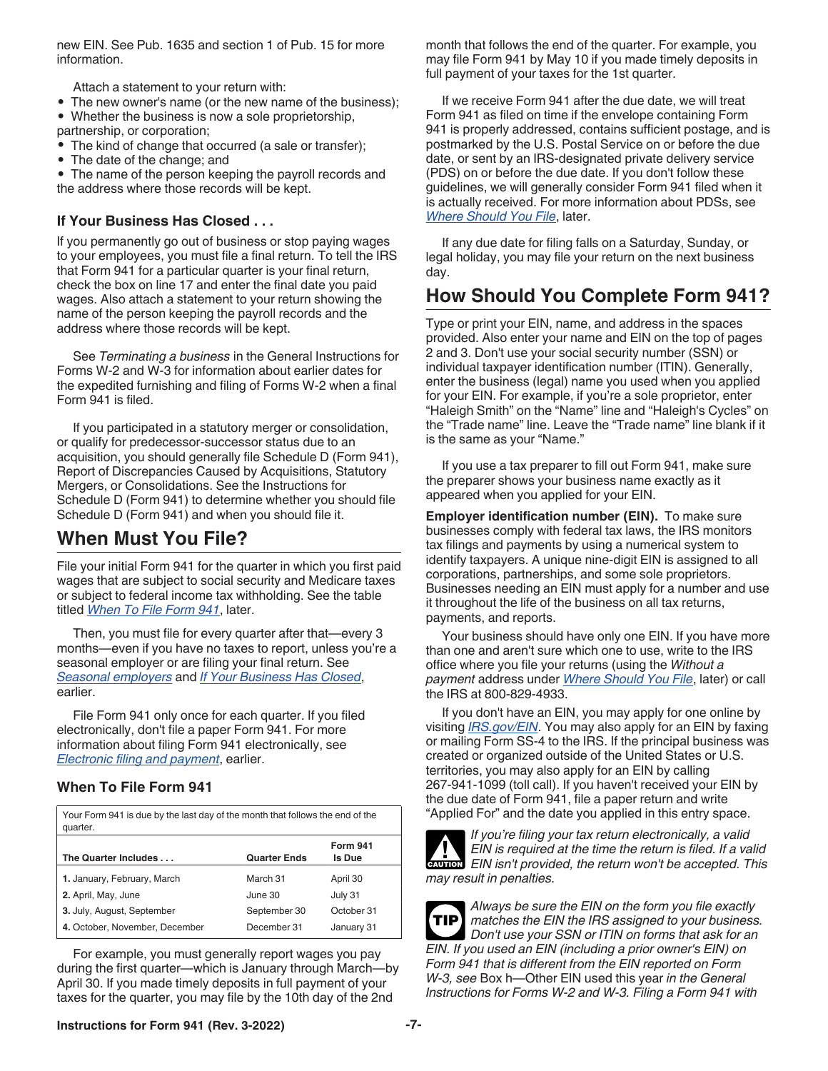new EIN. See Pub. 1635 and section 1 of Pub. 15 for more information.

Attach a statement to your return with:

- The new owner's name (or the new name of the business);
- Whether the business is now a sole proprietorship, partnership, or corporation;
- The kind of change that occurred (a sale or transfer);
- The date of the change; and
- The name of the person keeping the payroll records and the address where those records will be kept.

### If Your Business Has Closed . . .

If you permanently go out of business or stop paying wages to your employees, you must file a final return. To tell the IRS that Form 941 for a particular quarter is your final return, check the box on line 17 and enter the final date you paid wages. Also attach a statement to your return showing the name of the person keeping the payroll records and the address where those records will be kept.

See *Terminating a business* in the General Instructions for Forms W-2 and W-3 for information about earlier dates for the expedited furnishing and filing of Forms W-2 when a final Form 941 is filed.

If you participated in a statutory merger or consolidation, or qualify for predecessor-successor status due to an acquisition, you should generally file Schedule D (Form 941), Report of Discrepancies Caused by Acquisitions, Statutory Mergers, or Consolidations. See the Instructions for Schedule D (Form 941) to determine whether you should file Schedule D (Form 941) and when you should file it.

## When Must You File?

File your initial Form 941 for the quarter in which you first paid wages that are subject to social security and Medicare taxes or subject to federal income tax withholding. See the table titled *When To File Form 941*, later.

Then, you must file for every quarter after that—every 3 months—even if you have no taxes to report, unless you're a seasonal employer or are filing your final return. See *Seasonal employers* and *If Your Business Has Closed*, earlier.

File Form 941 only once for each quarter. If you filed electronically, don't file a paper Form 941. For more information about filing Form 941 electronically, see *Electronic filing and payment*, earlier.

### When To File Form 941

Your Form 941 is due by the last day of the month that follows the end of the quarter.

| The Quarter Includes . . . | Quarter Ends | Form 941 Is Due |
|---|---|---|
| 1. January, February, March | March 31 | April 30 |
| 2. April, May, June | June 30 | July 31 |
| 3. July, August, September | September 30 | October 31 |
| 4. October, November, December | December 31 | January 31 |

For example, you must generally report wages you pay during the first quarter—which is January through March—by April 30. If you made timely deposits in full payment of your taxes for the quarter, you may file by the 10th day of the 2nd month that follows the end of the quarter. For example, you may file Form 941 by May 10 if you made timely deposits in full payment of your taxes for the 1st quarter.

If we receive Form 941 after the due date, we will treat Form 941 as filed on time if the envelope containing Form 941 is properly addressed, contains sufficient postage, and is postmarked by the U.S. Postal Service on or before the due date, or sent by an IRS-designated private delivery service (PDS) on or before the due date. If you don't follow these guidelines, we will generally consider Form 941 filed when it is actually received. For more information about PDSs, see *Where Should You File*, later.

If any due date for filing falls on a Saturday, Sunday, or legal holiday, you may file your return on the next business day.

## How Should You Complete Form 941?

Type or print your EIN, name, and address in the spaces provided. Also enter your name and EIN on the top of pages 2 and 3. Don't use your social security number (SSN) or individual taxpayer identification number (ITIN). Generally, enter the business (legal) name you used when you applied for your EIN. For example, if you're a sole proprietor, enter "Haleigh Smith" on the "Name" line and "Haleigh's Cycles" on the "Trade name" line. Leave the "Trade name" line blank if it is the same as your "Name."

If you use a tax preparer to fill out Form 941, make sure the preparer shows your business name exactly as it appeared when you applied for your EIN.

**Employer identification number (EIN).** To make sure businesses comply with federal tax laws, the IRS monitors tax filings and payments by using a numerical system to identify taxpayers. A unique nine-digit EIN is assigned to all corporations, partnerships, and some sole proprietors. Businesses needing an EIN must apply for a number and use it throughout the life of the business on all tax returns, payments, and reports.

Your business should have only one EIN. If you have more than one and aren't sure which one to use, write to the IRS office where you file your returns (using the *Without a payment* address under *Where Should You File*, later) or call the IRS at 800-829-4933.

If you don't have an EIN, you may apply for one online by visiting *IRS.gov/EIN*. You may also apply for an EIN by faxing or mailing Form SS-4 to the IRS. If the principal business was created or organized outside of the United States or U.S. territories, you may also apply for an EIN by calling 267-941-1099 (toll call). If you haven't received your EIN by the due date of Form 941, file a paper return and write "Applied For" and the date you applied in this entry space.

**CAUTION:** *If you're filing your tax return electronically, a valid EIN is required at the time the return is filed. If a valid EIN isn't provided, the return won't be accepted. This may result in penalties.*

**TIP:** *Always be sure the EIN on the form you file exactly matches the EIN the IRS assigned to your business. Don't use your SSN or ITIN on forms that ask for an EIN. If you used an EIN (including a prior owner's EIN) on Form 941 that is different from the EIN reported on Form W-3, see* Box h—Other EIN used this year *in the General Instructions for Forms W-2 and W-3. Filing a Form 941 with*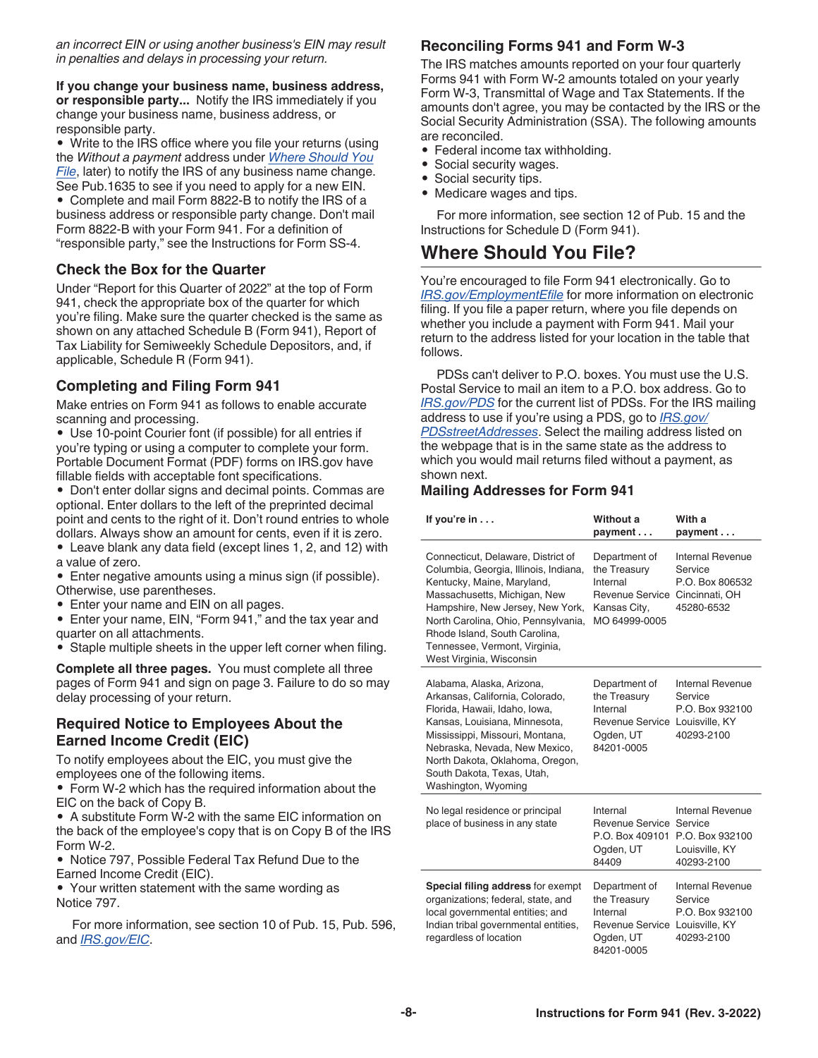*an incorrect EIN or using another business's EIN may result in penalties and delays in processing your return.*

**If you change your business name, business address, or responsible party...** Notify the IRS immediately if you change your business name, business address, or responsible party.

- Write to the IRS office where you file your returns (using the *Without a payment* address under *Where Should You File*, later) to notify the IRS of any business name change. See Pub.1635 to see if you need to apply for a new EIN.
- Complete and mail Form 8822-B to notify the IRS of a business address or responsible party change. Don't mail Form 8822-B with your Form 941. For a definition of "responsible party," see the Instructions for Form SS-4.

### Check the Box for the Quarter

Under "Report for this Quarter of 2022" at the top of Form 941, check the appropriate box of the quarter for which you're filing. Make sure the quarter checked is the same as shown on any attached Schedule B (Form 941), Report of Tax Liability for Semiweekly Schedule Depositors, and, if applicable, Schedule R (Form 941).

### Completing and Filing Form 941

Make entries on Form 941 as follows to enable accurate scanning and processing.

- Use 10-point Courier font (if possible) for all entries if you're typing or using a computer to complete your form. Portable Document Format (PDF) forms on IRS.gov have fillable fields with acceptable font specifications.
- Don't enter dollar signs and decimal points. Commas are optional. Enter dollars to the left of the preprinted decimal point and cents to the right of it. Don't round entries to whole dollars. Always show an amount for cents, even if it is zero.
- Leave blank any data field (except lines 1, 2, and 12) with a value of zero.
- Enter negative amounts using a minus sign (if possible). Otherwise, use parentheses.
- Enter your name and EIN on all pages.
- Enter your name, EIN, "Form 941," and the tax year and quarter on all attachments.
- Staple multiple sheets in the upper left corner when filing.

**Complete all three pages.** You must complete all three pages of Form 941 and sign on page 3. Failure to do so may delay processing of your return.

### Required Notice to Employees About the Earned Income Credit (EIC)

To notify employees about the EIC, you must give the employees one of the following items.

- Form W-2 which has the required information about the EIC on the back of Copy B.
- A substitute Form W-2 with the same EIC information on the back of the employee's copy that is on Copy B of the IRS Form W-2.
- Notice 797, Possible Federal Tax Refund Due to the Earned Income Credit (EIC).
- Your written statement with the same wording as Notice 797.

For more information, see section 10 of Pub. 15, Pub. 596, and *IRS.gov/EIC*.

### Reconciling Forms 941 and Form W-3

The IRS matches amounts reported on your four quarterly Forms 941 with Form W-2 amounts totaled on your yearly Form W-3, Transmittal of Wage and Tax Statements. If the amounts don't agree, you may be contacted by the IRS or the Social Security Administration (SSA). The following amounts are reconciled.

- Federal income tax withholding.
- Social security wages.
- Social security tips.
- Medicare wages and tips.

For more information, see section 12 of Pub. 15 and the Instructions for Schedule D (Form 941).

## Where Should You File?

You're encouraged to file Form 941 electronically. Go to *IRS.gov/EmploymentEfile* for more information on electronic filing. If you file a paper return, where you file depends on whether you include a payment with Form 941. Mail your return to the address listed for your location in the table that follows.

PDSs can't deliver to P.O. boxes. You must use the U.S. Postal Service to mail an item to a P.O. box address. Go to *IRS.gov/PDS* for the current list of PDSs. For the IRS mailing address to use if you're using a PDS, go to *IRS.gov/PDSstreetAddresses*. Select the mailing address listed on the webpage that is in the same state as the address to which you would mail returns filed without a payment, as shown next.

### Mailing Addresses for Form 941

| If you're in . . . | Without a payment . . . | With a payment . . . |
|---|---|---|
| Connecticut, Delaware, District of Columbia, Georgia, Illinois, Indiana, Kentucky, Maine, Maryland, Massachusetts, Michigan, New Hampshire, New Jersey, New York, North Carolina, Ohio, Pennsylvania, Rhode Island, South Carolina, Tennessee, Vermont, Virginia, West Virginia, Wisconsin | Department of the Treasury Internal Revenue Service Kansas City, MO 64999-0005 | Internal Revenue Service P.O. Box 806532 Cincinnati, OH 45280-6532 |
| Alabama, Alaska, Arizona, Arkansas, California, Colorado, Florida, Hawaii, Idaho, Iowa, Kansas, Louisiana, Minnesota, Mississippi, Missouri, Montana, Nebraska, Nevada, New Mexico, North Dakota, Oklahoma, Oregon, South Dakota, Texas, Utah, Washington, Wyoming | Department of the Treasury Internal Revenue Service Ogden, UT 84201-0005 | Internal Revenue Service P.O. Box 932100 Louisville, KY 40293-2100 |
| No legal residence or principal place of business in any state | Internal Revenue Service P.O. Box 409101 Ogden, UT 84409 | Internal Revenue Service P.O. Box 932100 Louisville, KY 40293-2100 |
| **Special filing address** for exempt organizations; federal, state, and local governmental entities; and Indian tribal governmental entities, regardless of location | Department of the Treasury Internal Revenue Service Ogden, UT 84201-0005 | Internal Revenue Service P.O. Box 932100 Louisville, KY 40293-2100 |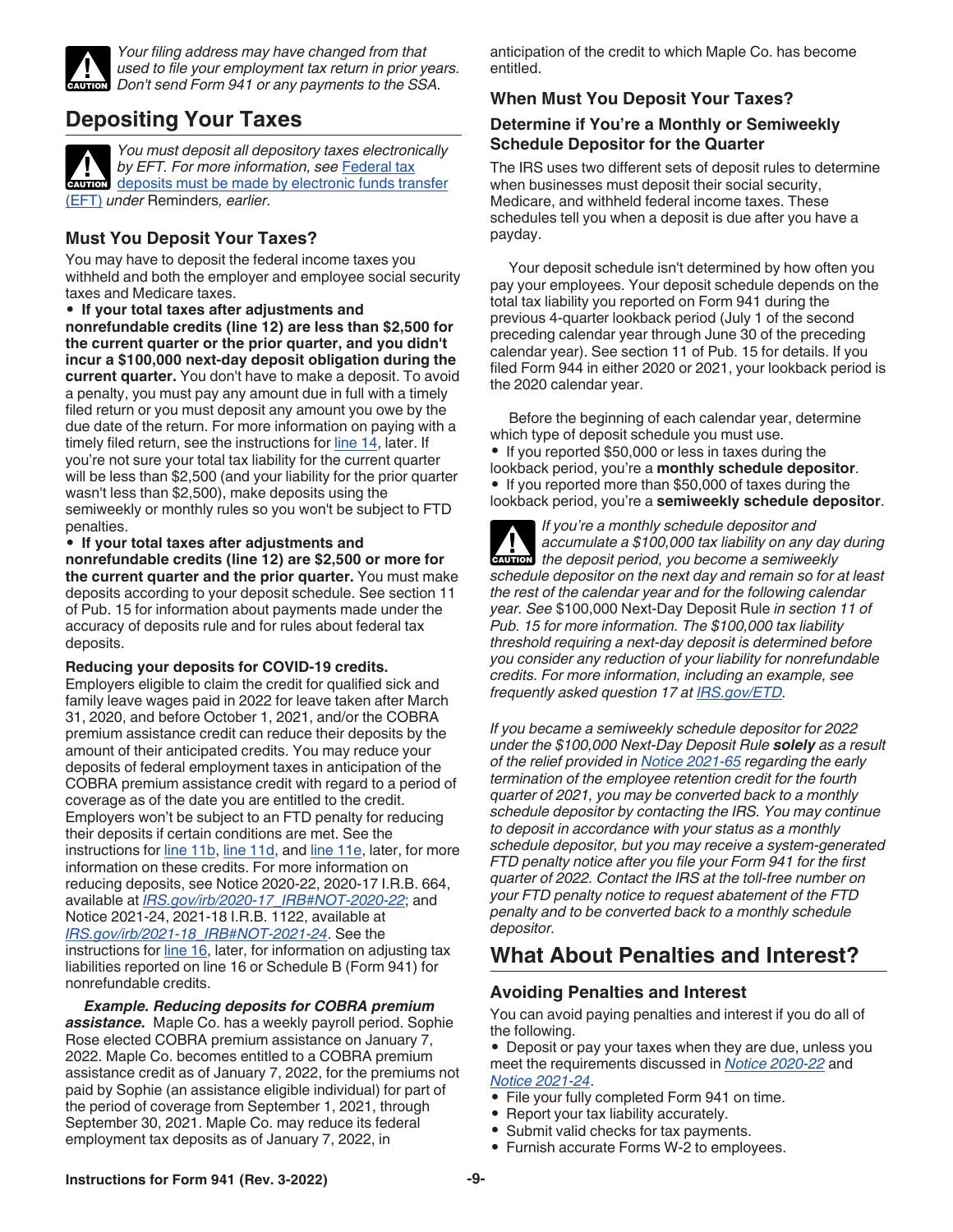*Your filing address may have changed from that used to file your employment tax return in prior years. Don't send Form 941 or any payments to the SSA.*

## Depositing Your Taxes

*You must deposit all depository taxes electronically by EFT. For more information, see* Federal tax deposits must be made by electronic funds transfer (EFT) *under* Reminders, *earlier.*

### Must You Deposit Your Taxes?

You may have to deposit the federal income taxes you withheld and both the employer and employee social security taxes and Medicare taxes.

- **If your total taxes after adjustments and nonrefundable credits (line 12) are less than $2,500 for the current quarter or the prior quarter, and you didn't incur a $100,000 next-day deposit obligation during the current quarter.** You don't have to make a deposit. To avoid a penalty, you must pay any amount due in full with a timely filed return or you must deposit any amount you owe by the due date of the return. For more information on paying with a timely filed return, see the instructions for line 14, later. If you're not sure your total tax liability for the current quarter will be less than $2,500 (and your liability for the prior quarter wasn't less than $2,500), make deposits using the semiweekly or monthly rules so you won't be subject to FTD penalties.
- **If your total taxes after adjustments and nonrefundable credits (line 12) are $2,500 or more for the current quarter and the prior quarter.** You must make deposits according to your deposit schedule. See section 11 of Pub. 15 for information about payments made under the accuracy of deposits rule and for rules about federal tax deposits.

**Reducing your deposits for COVID-19 credits.** Employers eligible to claim the credit for qualified sick and family leave wages paid in 2022 for leave taken after March 31, 2020, and before October 1, 2021, and/or the COBRA premium assistance credit can reduce their deposits by the amount of their anticipated credits. You may reduce your deposits of federal employment taxes in anticipation of the COBRA premium assistance credit with regard to a period of coverage as of the date you are entitled to the credit. Employers won't be subject to an FTD penalty for reducing their deposits if certain conditions are met. See the instructions for line 11b, line 11d, and line 11e, later, for more information on these credits. For more information on reducing deposits, see Notice 2020-22, 2020-17 I.R.B. 664, available at *IRS.gov/irb/2020-17_IRB#NOT-2020-22*; and Notice 2021-24, 2021-18 I.R.B. 1122, available at *IRS.gov/irb/2021-18_IRB#NOT-2021-24*. See the instructions for line 16, later, for information on adjusting tax liabilities reported on line 16 or Schedule B (Form 941) for nonrefundable credits.

***Example. Reducing deposits for COBRA premium assistance.*** Maple Co. has a weekly payroll period. Sophie Rose elected COBRA premium assistance on January 7, 2022. Maple Co. becomes entitled to a COBRA premium assistance credit as of January 7, 2022, for the premiums not paid by Sophie (an assistance eligible individual) for part of the period of coverage from September 1, 2021, through September 30, 2021. Maple Co. may reduce its federal employment tax deposits as of January 7, 2022, in anticipation of the credit to which Maple Co. has become entitled.

### When Must You Deposit Your Taxes?

#### Determine if You're a Monthly or Semiweekly Schedule Depositor for the Quarter

The IRS uses two different sets of deposit rules to determine when businesses must deposit their social security, Medicare, and withheld federal income taxes. These schedules tell you when a deposit is due after you have a payday.

Your deposit schedule isn't determined by how often you pay your employees. Your deposit schedule depends on the total tax liability you reported on Form 941 during the previous 4-quarter lookback period (July 1 of the second preceding calendar year through June 30 of the preceding calendar year). See section 11 of Pub. 15 for details. If you filed Form 944 in either 2020 or 2021, your lookback period is the 2020 calendar year.

Before the beginning of each calendar year, determine which type of deposit schedule you must use.

- If you reported $50,000 or less in taxes during the lookback period, you're a **monthly schedule depositor**.
- If you reported more than $50,000 of taxes during the lookback period, you're a **semiweekly schedule depositor**.

*If you're a monthly schedule depositor and accumulate a $100,000 tax liability on any day during the deposit period, you become a semiweekly schedule depositor on the next day and remain so for at least the rest of the calendar year and for the following calendar year. See* $100,000 Next-Day Deposit Rule *in section 11 of Pub. 15 for more information. The $100,000 tax liability threshold requiring a next-day deposit is determined before you consider any reduction of your liability for nonrefundable credits. For more information, including an example, see frequently asked question 17 at IRS.gov/ETD.*

*If you became a semiweekly schedule depositor for 2022 under the $100,000 Next-Day Deposit Rule* ***solely*** *as a result of the relief provided in Notice 2021-65 regarding the early termination of the employee retention credit for the fourth quarter of 2021, you may be converted back to a monthly schedule depositor by contacting the IRS. You may continue to deposit in accordance with your status as a monthly schedule depositor, but you may receive a system-generated FTD penalty notice after you file your Form 941 for the first quarter of 2022. Contact the IRS at the toll-free number on your FTD penalty notice to request abatement of the FTD penalty and to be converted back to a monthly schedule depositor.*

## What About Penalties and Interest?

### Avoiding Penalties and Interest

You can avoid paying penalties and interest if you do all of the following.

- Deposit or pay your taxes when they are due, unless you meet the requirements discussed in *Notice 2020-22* and *Notice 2021-24*.
- File your fully completed Form 941 on time.
- Report your tax liability accurately.
- Submit valid checks for tax payments.
- Furnish accurate Forms W-2 to employees.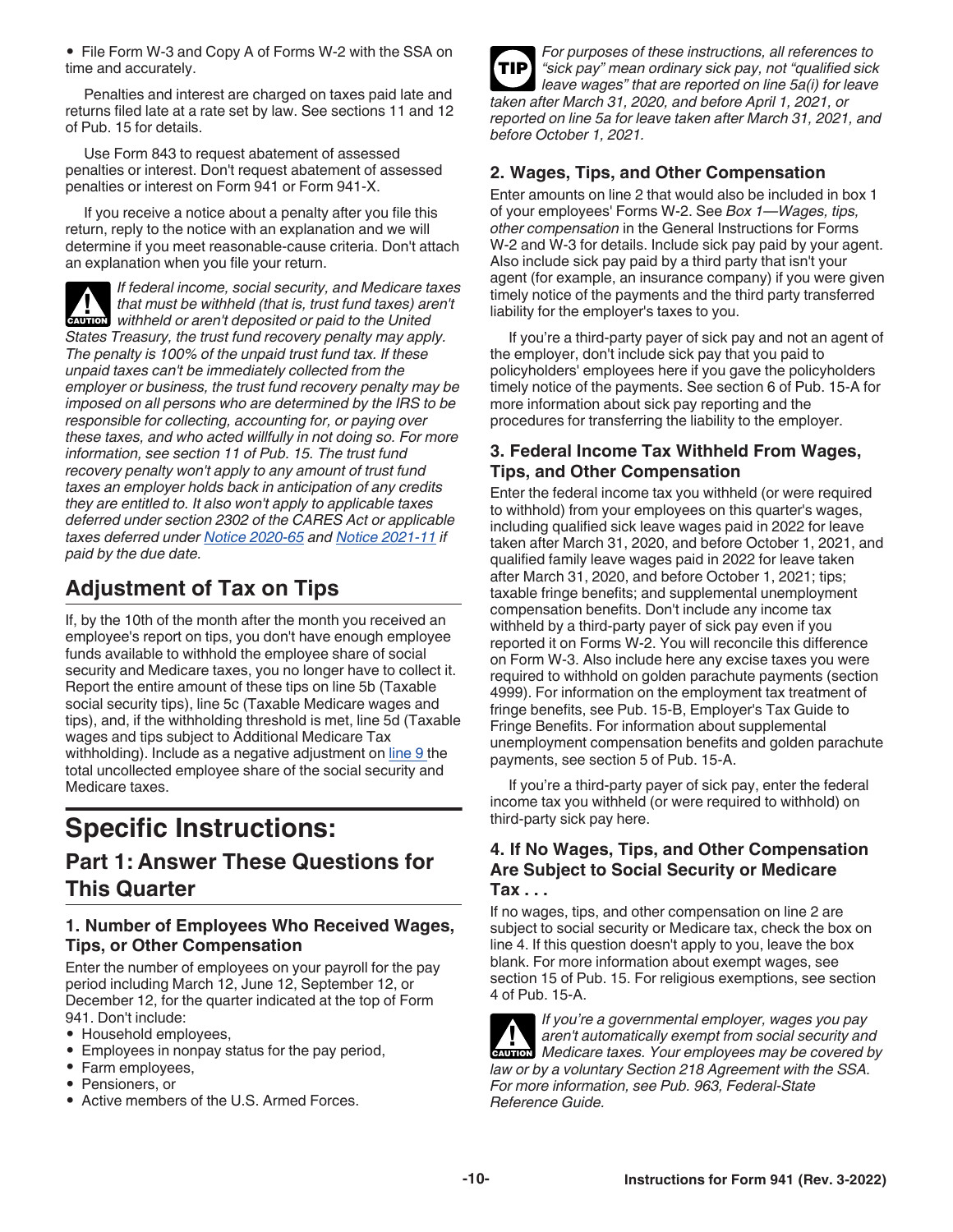- File Form W-3 and Copy A of Forms W-2 with the SSA on time and accurately.

Penalties and interest are charged on taxes paid late and returns filed late at a rate set by law. See sections 11 and 12 of Pub. 15 for details.

Use Form 843 to request abatement of assessed penalties or interest. Don't request abatement of assessed penalties or interest on Form 941 or Form 941-X.

If you receive a notice about a penalty after you file this return, reply to the notice with an explanation and we will determine if you meet reasonable-cause criteria. Don't attach an explanation when you file your return.

**CAUTION**: *If federal income, social security, and Medicare taxes that must be withheld (that is, trust fund taxes) aren't withheld or aren't deposited or paid to the United States Treasury, the trust fund recovery penalty may apply. The penalty is 100% of the unpaid trust fund tax. If these unpaid taxes can't be immediately collected from the employer or business, the trust fund recovery penalty may be imposed on all persons who are determined by the IRS to be responsible for collecting, accounting for, or paying over these taxes, and who acted willfully in not doing so. For more information, see section 11 of Pub. 15. The trust fund recovery penalty won't apply to any amount of trust fund taxes an employer holds back in anticipation of any credits they are entitled to. It also won't apply to applicable taxes deferred under section 2302 of the CARES Act or applicable taxes deferred under Notice 2020-65 and Notice 2021-11 if paid by the due date.*

## Adjustment of Tax on Tips

If, by the 10th of the month after the month you received an employee's report on tips, you don't have enough employee funds available to withhold the employee share of social security and Medicare taxes, you no longer have to collect it. Report the entire amount of these tips on line 5b (Taxable social security tips), line 5c (Taxable Medicare wages and tips), and, if the withholding threshold is met, line 5d (Taxable wages and tips subject to Additional Medicare Tax withholding). Include as a negative adjustment on line 9 the total uncollected employee share of the social security and Medicare taxes.

# Specific Instructions:

## Part 1: Answer These Questions for This Quarter

### 1. Number of Employees Who Received Wages, Tips, or Other Compensation

Enter the number of employees on your payroll for the pay period including March 12, June 12, September 12, or December 12, for the quarter indicated at the top of Form 941. Don't include:

- Household employees,
- Employees in nonpay status for the pay period,
- Farm employees,
- Pensioners, or
- Active members of the U.S. Armed Forces.

**TIP**: *For purposes of these instructions, all references to "sick pay" mean ordinary sick pay, not "qualified sick leave wages" that are reported on line 5a(i) for leave taken after March 31, 2020, and before April 1, 2021, or reported on line 5a for leave taken after March 31, 2021, and before October 1, 2021.*

### 2. Wages, Tips, and Other Compensation

Enter amounts on line 2 that would also be included in box 1 of your employees' Forms W-2. See *Box 1—Wages, tips, other compensation* in the General Instructions for Forms W-2 and W-3 for details. Include sick pay paid by your agent. Also include sick pay paid by a third party that isn't your agent (for example, an insurance company) if you were given timely notice of the payments and the third party transferred liability for the employer's taxes to you.

If you're a third-party payer of sick pay and not an agent of the employer, don't include sick pay that you paid to policyholders' employees here if you gave the policyholders timely notice of the payments. See section 6 of Pub. 15-A for more information about sick pay reporting and the procedures for transferring the liability to the employer.

### 3. Federal Income Tax Withheld From Wages, Tips, and Other Compensation

Enter the federal income tax you withheld (or were required to withhold) from your employees on this quarter's wages, including qualified sick leave wages paid in 2022 for leave taken after March 31, 2020, and before October 1, 2021, and qualified family leave wages paid in 2022 for leave taken after March 31, 2020, and before October 1, 2021; tips; taxable fringe benefits; and supplemental unemployment compensation benefits. Don't include any income tax withheld by a third-party payer of sick pay even if you reported it on Forms W-2. You will reconcile this difference on Form W-3. Also include here any excise taxes you were required to withhold on golden parachute payments (section 4999). For information on the employment tax treatment of fringe benefits, see Pub. 15-B, Employer's Tax Guide to Fringe Benefits. For information about supplemental unemployment compensation benefits and golden parachute payments, see section 5 of Pub. 15-A.

If you're a third-party payer of sick pay, enter the federal income tax you withheld (or were required to withhold) on third-party sick pay here.

### 4. If No Wages, Tips, and Other Compensation Are Subject to Social Security or Medicare Tax . . .

If no wages, tips, and other compensation on line 2 are subject to social security or Medicare tax, check the box on line 4. If this question doesn't apply to you, leave the box blank. For more information about exempt wages, see section 15 of Pub. 15. For religious exemptions, see section 4 of Pub. 15-A.

**CAUTION**: *If you're a governmental employer, wages you pay aren't automatically exempt from social security and Medicare taxes. Your employees may be covered by law or by a voluntary Section 218 Agreement with the SSA. For more information, see Pub. 963, Federal-State Reference Guide.*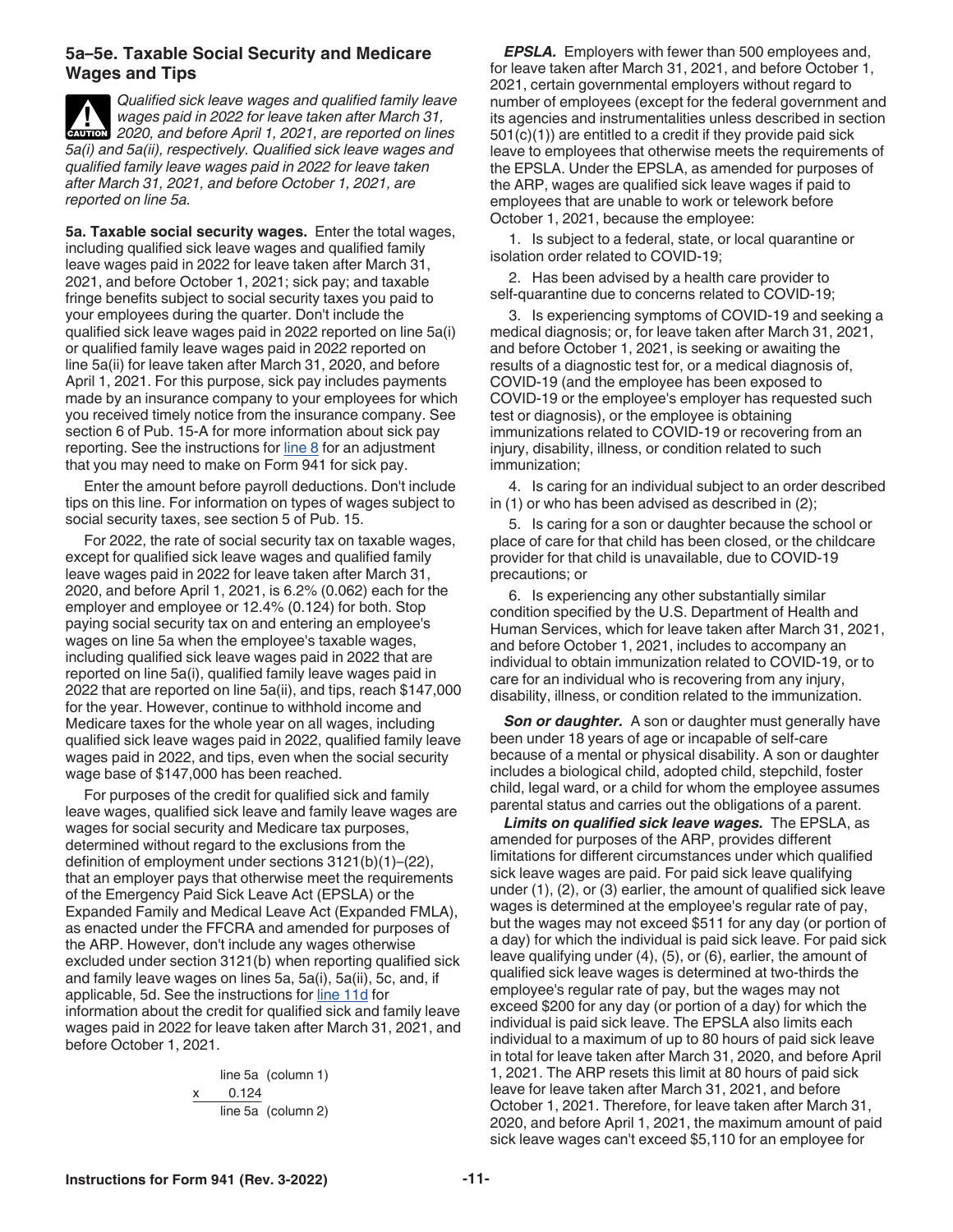### 5a–5e. Taxable Social Security and Medicare Wages and Tips

**CAUTION** *Qualified sick leave wages and qualified family leave wages paid in 2022 for leave taken after March 31, 2020, and before April 1, 2021, are reported on lines 5a(i) and 5a(ii), respectively. Qualified sick leave wages and qualified family leave wages paid in 2022 for leave taken after March 31, 2021, and before October 1, 2021, are reported on line 5a.*

**5a. Taxable social security wages.** Enter the total wages, including qualified sick leave wages and qualified family leave wages paid in 2022 for leave taken after March 31, 2021, and before October 1, 2021; sick pay; and taxable fringe benefits subject to social security taxes you paid to your employees during the quarter. Don't include the qualified sick leave wages paid in 2022 reported on line 5a(i) or qualified family leave wages paid in 2022 reported on line 5a(ii) for leave taken after March 31, 2020, and before April 1, 2021. For this purpose, sick pay includes payments made by an insurance company to your employees for which you received timely notice from the insurance company. See section 6 of Pub. 15-A for more information about sick pay reporting. See the instructions for line 8 for an adjustment that you may need to make on Form 941 for sick pay.

Enter the amount before payroll deductions. Don't include tips on this line. For information on types of wages subject to social security taxes, see section 5 of Pub. 15.

For 2022, the rate of social security tax on taxable wages, except for qualified sick leave wages and qualified family leave wages paid in 2022 for leave taken after March 31, 2020, and before April 1, 2021, is 6.2% (0.062) each for the employer and employee or 12.4% (0.124) for both. Stop paying social security tax on and entering an employee's wages on line 5a when the employee's taxable wages, including qualified sick leave wages paid in 2022 that are reported on line 5a(i), qualified family leave wages paid in 2022 that are reported on line 5a(ii), and tips, reach $147,000 for the year. However, continue to withhold income and Medicare taxes for the whole year on all wages, including qualified sick leave wages paid in 2022, qualified family leave wages paid in 2022, and tips, even when the social security wage base of $147,000 has been reached.

For purposes of the credit for qualified sick and family leave wages, qualified sick leave and family leave wages are wages for social security and Medicare tax purposes, determined without regard to the exclusions from the definition of employment under sections 3121(b)(1)–(22), that an employer pays that otherwise meet the requirements of the Emergency Paid Sick Leave Act (EPSLA) or the Expanded Family and Medical Leave Act (Expanded FMLA), as enacted under the FFCRA and amended for purposes of the ARP. However, don't include any wages otherwise excluded under section 3121(b) when reporting qualified sick and family leave wages on lines 5a, 5a(i), 5a(ii), 5c, and, if applicable, 5d. See the instructions for line 11d for information about the credit for qualified sick and family leave wages paid in 2022 for leave taken after March 31, 2021, and before October 1, 2021.

```
      line 5a  (column 1)
x       0.124
      line 5a  (column 2)
```

***EPSLA.*** Employers with fewer than 500 employees and, for leave taken after March 31, 2021, and before October 1, 2021, certain governmental employers without regard to number of employees (except for the federal government and its agencies and instrumentalities unless described in section 501(c)(1)) are entitled to a credit if they provide paid sick leave to employees that otherwise meets the requirements of the EPSLA. Under the EPSLA, as amended for purposes of the ARP, wages are qualified sick leave wages if paid to employees that are unable to work or telework before October 1, 2021, because the employee:

1. Is subject to a federal, state, or local quarantine or isolation order related to COVID-19;
2. Has been advised by a health care provider to self-quarantine due to concerns related to COVID-19;
3. Is experiencing symptoms of COVID-19 and seeking a medical diagnosis; or, for leave taken after March 31, 2021, and before October 1, 2021, is seeking or awaiting the results of a diagnostic test for, or a medical diagnosis of, COVID-19 (and the employee has been exposed to COVID-19 or the employee's employer has requested such test or diagnosis), or the employee is obtaining immunizations related to COVID-19 or recovering from an injury, disability, illness, or condition related to such immunization;
4. Is caring for an individual subject to an order described in (1) or who has been advised as described in (2);
5. Is caring for a son or daughter because the school or place of care for that child has been closed, or the childcare provider for that child is unavailable, due to COVID-19 precautions; or
6. Is experiencing any other substantially similar condition specified by the U.S. Department of Health and Human Services, which for leave taken after March 31, 2021, and before October 1, 2021, includes to accompany an individual to obtain immunization related to COVID-19, or to care for an individual who is recovering from any injury, disability, illness, or condition related to the immunization.

***Son or daughter.*** A son or daughter must generally have been under 18 years of age or incapable of self-care because of a mental or physical disability. A son or daughter includes a biological child, adopted child, stepchild, foster child, legal ward, or a child for whom the employee assumes parental status and carries out the obligations of a parent.

***Limits on qualified sick leave wages.*** The EPSLA, as amended for purposes of the ARP, provides different limitations for different circumstances under which qualified sick leave wages are paid. For paid sick leave qualifying under (1), (2), or (3) earlier, the amount of qualified sick leave wages is determined at the employee's regular rate of pay, but the wages may not exceed $511 for any day (or portion of a day) for which the individual is paid sick leave. For paid sick leave qualifying under (4), (5), or (6), earlier, the amount of qualified sick leave wages is determined at two-thirds the employee's regular rate of pay, but the wages may not exceed $200 for any day (or portion of a day) for which the individual is paid sick leave. The EPSLA also limits each individual to a maximum of up to 80 hours of paid sick leave in total for leave taken after March 31, 2020, and before April 1, 2021. The ARP resets this limit at 80 hours of paid sick leave for leave taken after March 31, 2021, and before October 1, 2021. Therefore, for leave taken after March 31, 2020, and before April 1, 2021, the maximum amount of paid sick leave wages can't exceed $5,110 for an employee for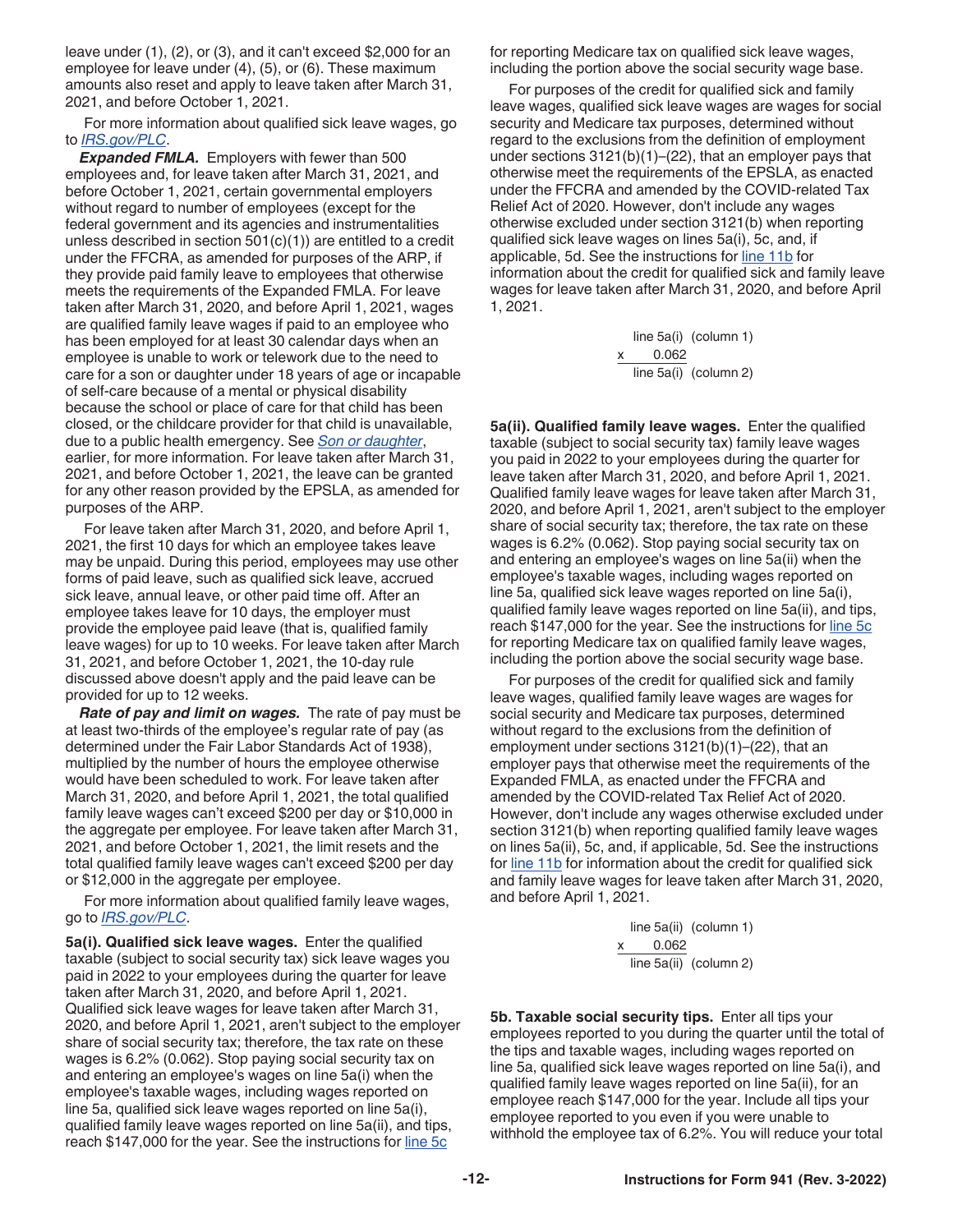leave under (1), (2), or (3), and it can't exceed $2,000 for an employee for leave under (4), (5), or (6). These maximum amounts also reset and apply to leave taken after March 31, 2021, and before October 1, 2021.

For more information about qualified sick leave wages, go to *IRS.gov/PLC*.

***Expanded FMLA.*** Employers with fewer than 500 employees and, for leave taken after March 31, 2021, and before October 1, 2021, certain governmental employers without regard to number of employees (except for the federal government and its agencies and instrumentalities unless described in section 501(c)(1)) are entitled to a credit under the FFCRA, as amended for purposes of the ARP, if they provide paid family leave to employees that otherwise meets the requirements of the Expanded FMLA. For leave taken after March 31, 2020, and before April 1, 2021, wages are qualified family leave wages if paid to an employee who has been employed for at least 30 calendar days when an employee is unable to work or telework due to the need to care for a son or daughter under 18 years of age or incapable of self-care because of a mental or physical disability because the school or place of care for that child has been closed, or the childcare provider for that child is unavailable, due to a public health emergency. See *Son or daughter*, earlier, for more information. For leave taken after March 31, 2021, and before October 1, 2021, the leave can be granted for any other reason provided by the EPSLA, as amended for purposes of the ARP.

For leave taken after March 31, 2020, and before April 1, 2021, the first 10 days for which an employee takes leave may be unpaid. During this period, employees may use other forms of paid leave, such as qualified sick leave, accrued sick leave, annual leave, or other paid time off. After an employee takes leave for 10 days, the employer must provide the employee paid leave (that is, qualified family leave wages) for up to 10 weeks. For leave taken after March 31, 2021, and before October 1, 2021, the 10-day rule discussed above doesn't apply and the paid leave can be provided for up to 12 weeks.

***Rate of pay and limit on wages.*** The rate of pay must be at least two-thirds of the employee's regular rate of pay (as determined under the Fair Labor Standards Act of 1938), multiplied by the number of hours the employee otherwise would have been scheduled to work. For leave taken after March 31, 2020, and before April 1, 2021, the total qualified family leave wages can't exceed $200 per day or $10,000 in the aggregate per employee. For leave taken after March 31, 2021, and before October 1, 2021, the limit resets and the total qualified family leave wages can't exceed $200 per day or $12,000 in the aggregate per employee.

For more information about qualified family leave wages, go to *IRS.gov/PLC*.

**5a(i). Qualified sick leave wages.** Enter the qualified taxable (subject to social security tax) sick leave wages you paid in 2022 to your employees during the quarter for leave taken after March 31, 2020, and before April 1, 2021. Qualified sick leave wages for leave taken after March 31, 2020, and before April 1, 2021, aren't subject to the employer share of social security tax; therefore, the tax rate on these wages is 6.2% (0.062). Stop paying social security tax on and entering an employee's wages on line 5a(i) when the employee's taxable wages, including wages reported on line 5a, qualified sick leave wages reported on line 5a(i), qualified family leave wages reported on line 5a(ii), and tips, reach $147,000 for the year. See the instructions for line 5c for reporting Medicare tax on qualified sick leave wages, including the portion above the social security wage base.

For purposes of the credit for qualified sick and family leave wages, qualified sick leave wages are wages for social security and Medicare tax purposes, determined without regard to the exclusions from the definition of employment under sections 3121(b)(1)–(22), that an employer pays that otherwise meet the requirements of the EPSLA, as enacted under the FFCRA and amended by the COVID-related Tax Relief Act of 2020. However, don't include any wages otherwise excluded under section 3121(b) when reporting qualified sick leave wages on lines 5a(i), 5c, and, if applicable, 5d. See the instructions for line 11b for information about the credit for qualified sick and family leave wages for leave taken after March 31, 2020, and before April 1, 2021.

```
     line 5a(i)  (column 1)
x       0.062
     line 5a(i)  (column 2)
```

**5a(ii). Qualified family leave wages.** Enter the qualified taxable (subject to social security tax) family leave wages you paid in 2022 to your employees during the quarter for leave taken after March 31, 2020, and before April 1, 2021. Qualified family leave wages for leave taken after March 31, 2020, and before April 1, 2021, aren't subject to the employer share of social security tax; therefore, the tax rate on these wages is 6.2% (0.062). Stop paying social security tax on and entering an employee's wages on line 5a(ii) when the employee's taxable wages, including wages reported on line 5a, qualified sick leave wages reported on line 5a(i), qualified family leave wages reported on line 5a(ii), and tips, reach $147,000 for the year. See the instructions for line 5c for reporting Medicare tax on qualified family leave wages, including the portion above the social security wage base.

For purposes of the credit for qualified sick and family leave wages, qualified family leave wages are wages for social security and Medicare tax purposes, determined without regard to the exclusions from the definition of employment under sections 3121(b)(1)–(22), that an employer pays that otherwise meet the requirements of the Expanded FMLA, as enacted under the FFCRA and amended by the COVID-related Tax Relief Act of 2020. However, don't include any wages otherwise excluded under section 3121(b) when reporting qualified family leave wages on lines 5a(ii), 5c, and, if applicable, 5d. See the instructions for line 11b for information about the credit for qualified sick and family leave wages for leave taken after March 31, 2020, and before April 1, 2021.

```
     line 5a(ii)  (column 1)
x       0.062
     line 5a(ii)  (column 2)
```

**5b. Taxable social security tips.** Enter all tips your employees reported to you during the quarter until the total of the tips and taxable wages, including wages reported on line 5a, qualified sick leave wages reported on line 5a(i), and qualified family leave wages reported on line 5a(ii), for an employee reach $147,000 for the year. Include all tips your employee reported to you even if you were unable to withhold the employee tax of 6.2%. You will reduce your total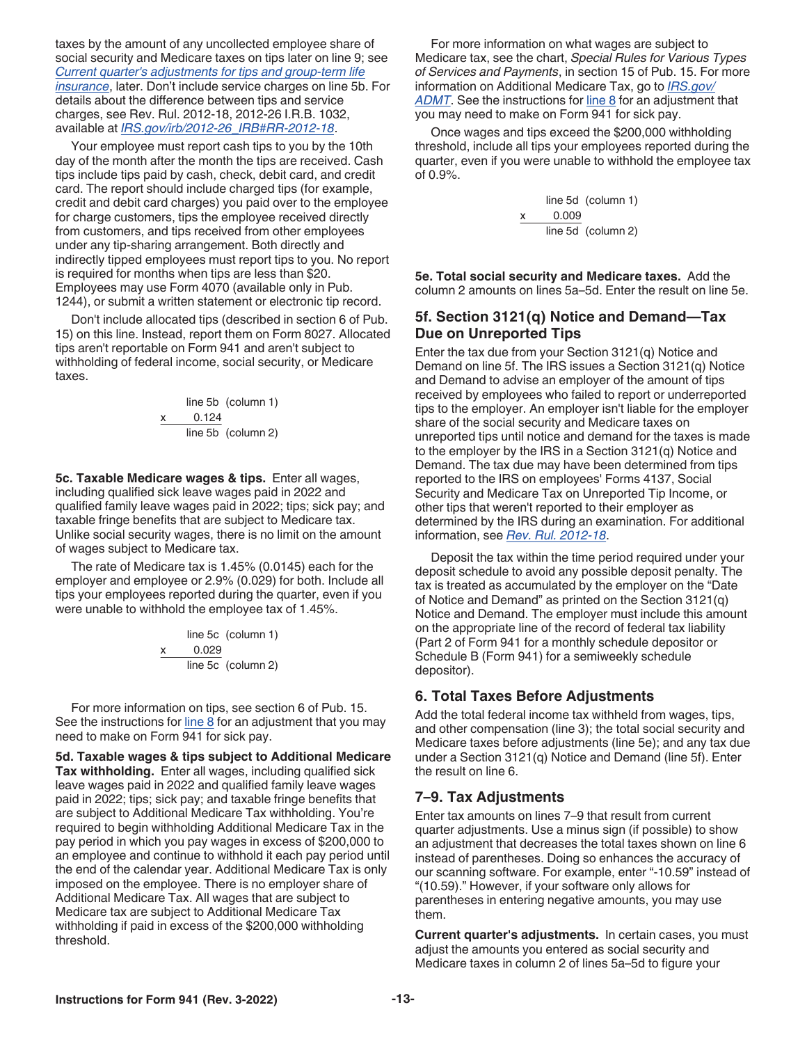taxes by the amount of any uncollected employee share of social security and Medicare taxes on tips later on line 9; see *Current quarter's adjustments for tips and group-term life insurance*, later. Don't include service charges on line 5b. For details about the difference between tips and service charges, see Rev. Rul. 2012-18, 2012-26 I.R.B. 1032, available at *IRS.gov/irb/2012-26_IRB#RR-2012-18*.

Your employee must report cash tips to you by the 10th day of the month after the month the tips are received. Cash tips include tips paid by cash, check, debit card, and credit card. The report should include charged tips (for example, credit and debit card charges) you paid over to the employee for charge customers, tips the employee received directly from customers, and tips received from other employees under any tip-sharing arrangement. Both directly and indirectly tipped employees must report tips to you. No report is required for months when tips are less than $20. Employees may use Form 4070 (available only in Pub. 1244), or submit a written statement or electronic tip record.

Don't include allocated tips (described in section 6 of Pub. 15) on this line. Instead, report them on Form 8027. Allocated tips aren't reportable on Form 941 and aren't subject to withholding of federal income, social security, or Medicare taxes.

```
      line 5b  (column 1)
x       0.124
      line 5b  (column 2)
```

**5c. Taxable Medicare wages & tips.** Enter all wages, including qualified sick leave wages paid in 2022 and qualified family leave wages paid in 2022; tips; sick pay; and taxable fringe benefits that are subject to Medicare tax. Unlike social security wages, there is no limit on the amount of wages subject to Medicare tax.

The rate of Medicare tax is 1.45% (0.0145) each for the employer and employee or 2.9% (0.029) for both. Include all tips your employees reported during the quarter, even if you were unable to withhold the employee tax of 1.45%.

```
      line 5c  (column 1)
x       0.029
      line 5c  (column 2)
```

For more information on tips, see section 6 of Pub. 15. See the instructions for line 8 for an adjustment that you may need to make on Form 941 for sick pay.

**5d. Taxable wages & tips subject to Additional Medicare Tax withholding.** Enter all wages, including qualified sick leave wages paid in 2022 and qualified family leave wages paid in 2022; tips; sick pay; and taxable fringe benefits that are subject to Additional Medicare Tax withholding. You're required to begin withholding Additional Medicare Tax in the pay period in which you pay wages in excess of $200,000 to an employee and continue to withhold it each pay period until the end of the calendar year. Additional Medicare Tax is only imposed on the employee. There is no employer share of Additional Medicare Tax. All wages that are subject to Medicare tax are subject to Additional Medicare Tax withholding if paid in excess of the $200,000 withholding threshold.

For more information on what wages are subject to Medicare tax, see the chart, *Special Rules for Various Types of Services and Payments*, in section 15 of Pub. 15. For more information on Additional Medicare Tax, go to *IRS.gov/ADMT*. See the instructions for line 8 for an adjustment that you may need to make on Form 941 for sick pay.

Once wages and tips exceed the $200,000 withholding threshold, include all tips your employees reported during the quarter, even if you were unable to withhold the employee tax of 0.9%.

```
      line 5d  (column 1)
x       0.009
      line 5d  (column 2)
```

**5e. Total social security and Medicare taxes.** Add the column 2 amounts on lines 5a–5d. Enter the result on line 5e.

## 5f. Section 3121(q) Notice and Demand—Tax Due on Unreported Tips

Enter the tax due from your Section 3121(q) Notice and Demand on line 5f. The IRS issues a Section 3121(q) Notice and Demand to advise an employer of the amount of tips received by employees who failed to report or underreported tips to the employer. An employer isn't liable for the employer share of the social security and Medicare taxes on unreported tips until notice and demand for the taxes is made to the employer by the IRS in a Section 3121(q) Notice and Demand. The tax due may have been determined from tips reported to the IRS on employees' Forms 4137, Social Security and Medicare Tax on Unreported Tip Income, or other tips that weren't reported to their employer as determined by the IRS during an examination. For additional information, see *Rev. Rul. 2012-18*.

Deposit the tax within the time period required under your deposit schedule to avoid any possible deposit penalty. The tax is treated as accumulated by the employer on the "Date of Notice and Demand" as printed on the Section 3121(q) Notice and Demand. The employer must include this amount on the appropriate line of the record of federal tax liability (Part 2 of Form 941 for a monthly schedule depositor or Schedule B (Form 941) for a semiweekly schedule depositor).

## 6. Total Taxes Before Adjustments

Add the total federal income tax withheld from wages, tips, and other compensation (line 3); the total social security and Medicare taxes before adjustments (line 5e); and any tax due under a Section 3121(q) Notice and Demand (line 5f). Enter the result on line 6.

## 7–9. Tax Adjustments

Enter tax amounts on lines 7–9 that result from current quarter adjustments. Use a minus sign (if possible) to show an adjustment that decreases the total taxes shown on line 6 instead of parentheses. Doing so enhances the accuracy of our scanning software. For example, enter "-10.59" instead of "(10.59)." However, if your software only allows for parentheses in entering negative amounts, you may use them.

**Current quarter's adjustments.** In certain cases, you must adjust the amounts you entered as social security and Medicare taxes in column 2 of lines 5a–5d to figure your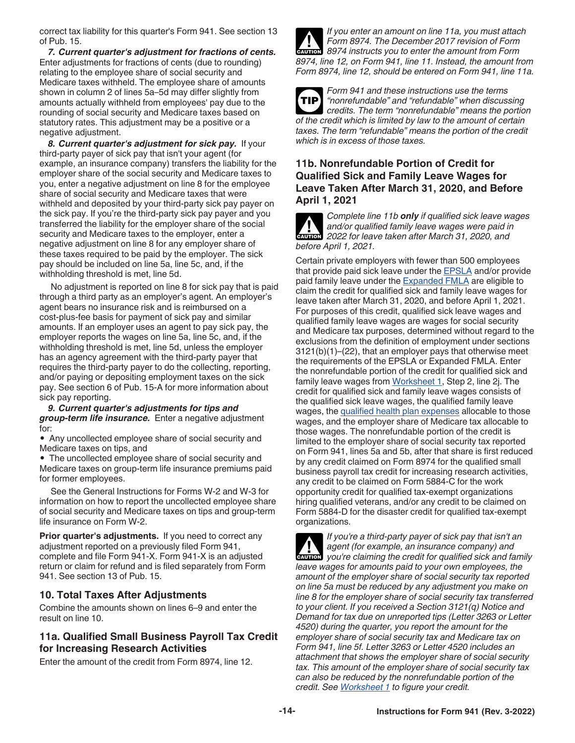correct tax liability for this quarter's Form 941. See section 13 of Pub. 15.

***7. Current quarter's adjustment for fractions of cents.*** Enter adjustments for fractions of cents (due to rounding) relating to the employee share of social security and Medicare taxes withheld. The employee share of amounts shown in column 2 of lines 5a–5d may differ slightly from amounts actually withheld from employees' pay due to the rounding of social security and Medicare taxes based on statutory rates. This adjustment may be a positive or a negative adjustment.

***8. Current quarter's adjustment for sick pay.*** If your third-party payer of sick pay that isn't your agent (for example, an insurance company) transfers the liability for the employer share of the social security and Medicare taxes to you, enter a negative adjustment on line 8 for the employee share of social security and Medicare taxes that were withheld and deposited by your third-party sick pay payer on the sick pay. If you're the third-party sick pay payer and you transferred the liability for the employer share of the social security and Medicare taxes to the employer, enter a negative adjustment on line 8 for any employer share of these taxes required to be paid by the employer. The sick pay should be included on line 5a, line 5c, and, if the withholding threshold is met, line 5d.

No adjustment is reported on line 8 for sick pay that is paid through a third party as an employer's agent. An employer's agent bears no insurance risk and is reimbursed on a cost-plus-fee basis for payment of sick pay and similar amounts. If an employer uses an agent to pay sick pay, the employer reports the wages on line 5a, line 5c, and, if the withholding threshold is met, line 5d, unless the employer has an agency agreement with the third-party payer that requires the third-party payer to do the collecting, reporting, and/or paying or depositing employment taxes on the sick pay. See section 6 of Pub. 15-A for more information about sick pay reporting.

***9. Current quarter's adjustments for tips and group-term life insurance.*** Enter a negative adjustment for:

- Any uncollected employee share of social security and Medicare taxes on tips, and
- The uncollected employee share of social security and Medicare taxes on group-term life insurance premiums paid for former employees.

See the General Instructions for Forms W-2 and W-3 for information on how to report the uncollected employee share of social security and Medicare taxes on tips and group-term life insurance on Form W-2.

**Prior quarter's adjustments.** If you need to correct any adjustment reported on a previously filed Form 941, complete and file Form 941-X. Form 941-X is an adjusted return or claim for refund and is filed separately from Form 941. See section 13 of Pub. 15.

## 10. Total Taxes After Adjustments

Combine the amounts shown on lines 6–9 and enter the result on line 10.

## 11a. Qualified Small Business Payroll Tax Credit for Increasing Research Activities

Enter the amount of the credit from Form 8974, line 12.

**CAUTION** *If you enter an amount on line 11a, you must attach Form 8974. The December 2017 revision of Form 8974 instructs you to enter the amount from Form 8974, line 12, on Form 941, line 11. Instead, the amount from Form 8974, line 12, should be entered on Form 941, line 11a.*

**TIP** *Form 941 and these instructions use the terms "nonrefundable" and "refundable" when discussing credits. The term "nonrefundable" means the portion of the credit which is limited by law to the amount of certain taxes. The term "refundable" means the portion of the credit which is in excess of those taxes.*

## 11b. Nonrefundable Portion of Credit for Qualified Sick and Family Leave Wages for Leave Taken After March 31, 2020, and Before April 1, 2021

**CAUTION** *Complete line 11b **only** if qualified sick leave wages and/or qualified family leave wages were paid in 2022 for leave taken after March 31, 2020, and before April 1, 2021.*

Certain private employers with fewer than 500 employees that provide paid sick leave under the EPSLA and/or provide paid family leave under the Expanded FMLA are eligible to claim the credit for qualified sick and family leave wages for leave taken after March 31, 2020, and before April 1, 2021. For purposes of this credit, qualified sick leave wages and qualified family leave wages are wages for social security and Medicare tax purposes, determined without regard to the exclusions from the definition of employment under sections 3121(b)(1)–(22), that an employer pays that otherwise meet the requirements of the EPSLA or Expanded FMLA. Enter the nonrefundable portion of the credit for qualified sick and family leave wages from Worksheet 1, Step 2, line 2j. The credit for qualified sick and family leave wages consists of the qualified sick leave wages, the qualified family leave wages, the qualified health plan expenses allocable to those wages, and the employer share of Medicare tax allocable to those wages. The nonrefundable portion of the credit is limited to the employer share of social security tax reported on Form 941, lines 5a and 5b, after that share is first reduced by any credit claimed on Form 8974 for the qualified small business payroll tax credit for increasing research activities, any credit to be claimed on Form 5884-C for the work opportunity credit for qualified tax-exempt organizations hiring qualified veterans, and/or any credit to be claimed on Form 5884-D for the disaster credit for qualified tax-exempt organizations.

**CAUTION** *If you're a third-party payer of sick pay that isn't an agent (for example, an insurance company) and you're claiming the credit for qualified sick and family leave wages for amounts paid to your own employees, the amount of the employer share of social security tax reported on line 5a must be reduced by any adjustment you make on line 8 for the employer share of social security tax transferred to your client. If you received a Section 3121(q) Notice and Demand for tax due on unreported tips (Letter 3263 or Letter 4520) during the quarter, you report the amount for the employer share of social security tax and Medicare tax on Form 941, line 5f. Letter 3263 or Letter 4520 includes an attachment that shows the employer share of social security tax. This amount of the employer share of social security tax can also be reduced by the nonrefundable portion of the credit. See Worksheet 1 to figure your credit.*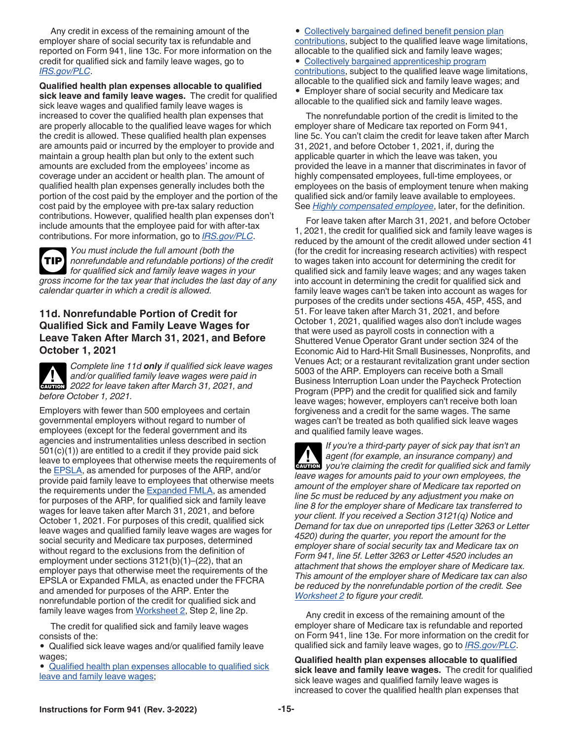Any credit in excess of the remaining amount of the employer share of social security tax is refundable and reported on Form 941, line 13c. For more information on the credit for qualified sick and family leave wages, go to *IRS.gov/PLC*.

**Qualified health plan expenses allocable to qualified sick leave and family leave wages.** The credit for qualified sick leave wages and qualified family leave wages is increased to cover the qualified health plan expenses that are properly allocable to the qualified leave wages for which the credit is allowed. These qualified health plan expenses are amounts paid or incurred by the employer to provide and maintain a group health plan but only to the extent such amounts are excluded from the employees' income as coverage under an accident or health plan. The amount of qualified health plan expenses generally includes both the portion of the cost paid by the employer and the portion of the cost paid by the employee with pre-tax salary reduction contributions. However, qualified health plan expenses don't include amounts that the employee paid for with after-tax contributions. For more information, go to *IRS.gov/PLC*.

**TIP** *You must include the full amount (both the nonrefundable and refundable portions) of the credit for qualified sick and family leave wages in your gross income for the tax year that includes the last day of any calendar quarter in which a credit is allowed.*

### 11d. Nonrefundable Portion of Credit for Qualified Sick and Family Leave Wages for Leave Taken After March 31, 2021, and Before October 1, 2021

**CAUTION** *Complete line 11d **only** if qualified sick leave wages and/or qualified family leave wages were paid in 2022 for leave taken after March 31, 2021, and before October 1, 2021.*

Employers with fewer than 500 employees and certain governmental employers without regard to number of employees (except for the federal government and its agencies and instrumentalities unless described in section 501(c)(1)) are entitled to a credit if they provide paid sick leave to employees that otherwise meets the requirements of the EPSLA, as amended for purposes of the ARP, and/or provide paid family leave to employees that otherwise meets the requirements under the Expanded FMLA, as amended for purposes of the ARP, for qualified sick and family leave wages for leave taken after March 31, 2021, and before October 1, 2021. For purposes of this credit, qualified sick leave wages and qualified family leave wages are wages for social security and Medicare tax purposes, determined without regard to the exclusions from the definition of employment under sections 3121(b)(1)–(22), that an employer pays that otherwise meet the requirements of the EPSLA or Expanded FMLA, as enacted under the FFCRA and amended for purposes of the ARP. Enter the nonrefundable portion of the credit for qualified sick and family leave wages from Worksheet 2, Step 2, line 2p.

The credit for qualified sick and family leave wages consists of the:

- Qualified sick leave wages and/or qualified family leave wages;
- Qualified health plan expenses allocable to qualified sick leave and family leave wages;
- Collectively bargained defined benefit pension plan contributions, subject to the qualified leave wage limitations, allocable to the qualified sick and family leave wages;
- Collectively bargained apprenticeship program contributions, subject to the qualified leave wage limitations, allocable to the qualified sick and family leave wages; and
- Employer share of social security and Medicare tax allocable to the qualified sick and family leave wages.

The nonrefundable portion of the credit is limited to the employer share of Medicare tax reported on Form 941, line 5c. You can't claim the credit for leave taken after March 31, 2021, and before October 1, 2021, if, during the applicable quarter in which the leave was taken, you provided the leave in a manner that discriminates in favor of highly compensated employees, full-time employees, or employees on the basis of employment tenure when making qualified sick and/or family leave available to employees. See *Highly compensated employee*, later, for the definition.

For leave taken after March 31, 2021, and before October 1, 2021, the credit for qualified sick and family leave wages is reduced by the amount of the credit allowed under section 41 (for the credit for increasing research activities) with respect to wages taken into account for determining the credit for qualified sick and family leave wages; and any wages taken into account in determining the credit for qualified sick and family leave wages can't be taken into account as wages for purposes of the credits under sections 45A, 45P, 45S, and 51. For leave taken after March 31, 2021, and before October 1, 2021, qualified wages also don't include wages that were used as payroll costs in connection with a Shuttered Venue Operator Grant under section 324 of the Economic Aid to Hard-Hit Small Businesses, Nonprofits, and Venues Act; or a restaurant revitalization grant under section 5003 of the ARP. Employers can receive both a Small Business Interruption Loan under the Paycheck Protection Program (PPP) and the credit for qualified sick and family leave wages; however, employers can't receive both loan forgiveness and a credit for the same wages. The same wages can't be treated as both qualified sick leave wages and qualified family leave wages.

**CAUTION** *If you're a third-party payer of sick pay that isn't an agent (for example, an insurance company) and you're claiming the credit for qualified sick and family leave wages for amounts paid to your own employees, the amount of the employer share of Medicare tax reported on line 5c must be reduced by any adjustment you make on line 8 for the employer share of Medicare tax transferred to your client. If you received a Section 3121(q) Notice and Demand for tax due on unreported tips (Letter 3263 or Letter 4520) during the quarter, you report the amount for the employer share of social security tax and Medicare tax on Form 941, line 5f. Letter 3263 or Letter 4520 includes an attachment that shows the employer share of Medicare tax. This amount of the employer share of Medicare tax can also be reduced by the nonrefundable portion of the credit. See Worksheet 2 to figure your credit.*

Any credit in excess of the remaining amount of the employer share of Medicare tax is refundable and reported on Form 941, line 13e. For more information on the credit for qualified sick and family leave wages, go to *IRS.gov/PLC*.

**Qualified health plan expenses allocable to qualified sick leave and family leave wages.** The credit for qualified sick leave wages and qualified family leave wages is increased to cover the qualified health plan expenses that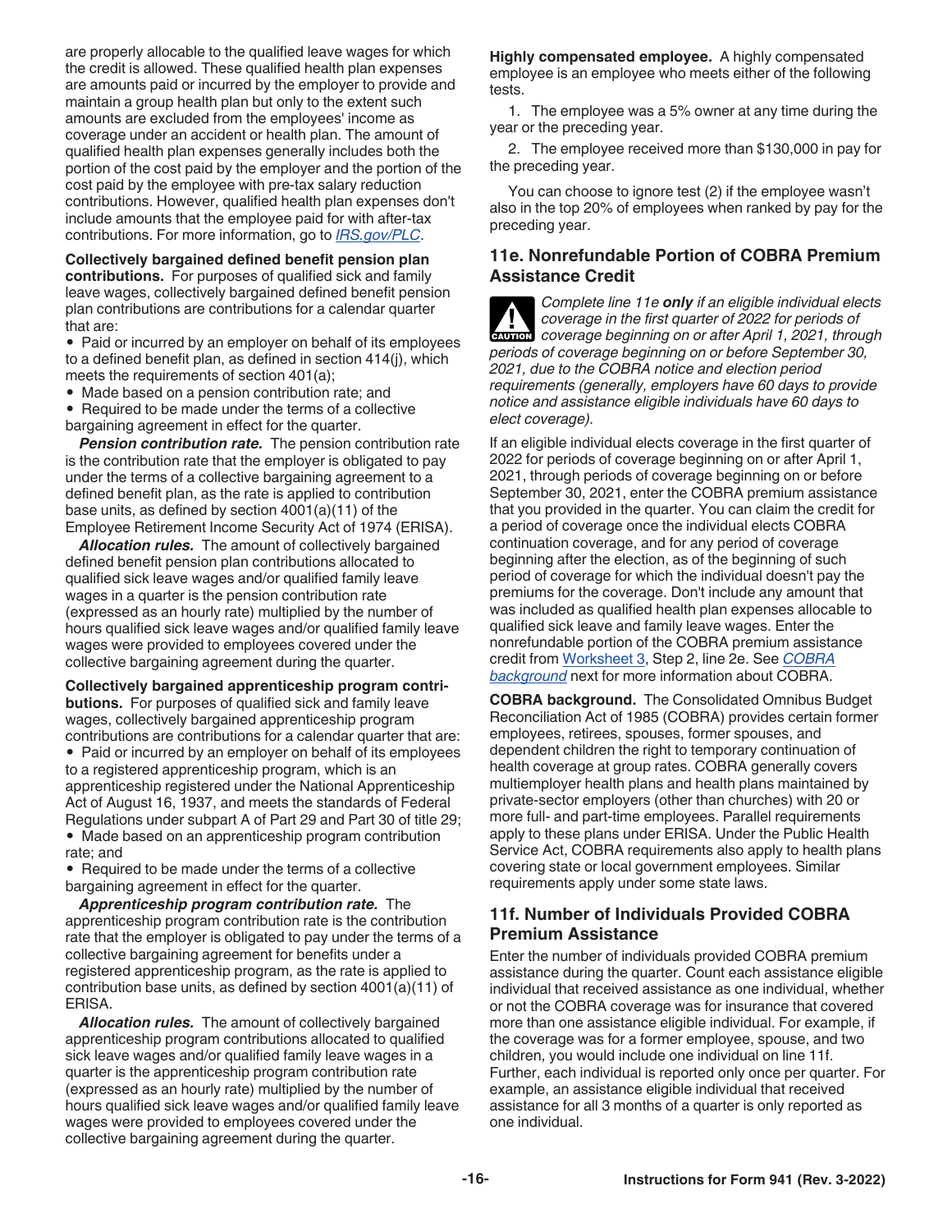are properly allocable to the qualified leave wages for which the credit is allowed. These qualified health plan expenses are amounts paid or incurred by the employer to provide and maintain a group health plan but only to the extent such amounts are excluded from the employees' income as coverage under an accident or health plan. The amount of qualified health plan expenses generally includes both the portion of the cost paid by the employer and the portion of the cost paid by the employee with pre-tax salary reduction contributions. However, qualified health plan expenses don't include amounts that the employee paid for with after-tax contributions. For more information, go to *IRS.gov/PLC*.

**Collectively bargained defined benefit pension plan contributions.** For purposes of qualified sick and family leave wages, collectively bargained defined benefit pension plan contributions are contributions for a calendar quarter that are:

- Paid or incurred by an employer on behalf of its employees to a defined benefit plan, as defined in section 414(j), which meets the requirements of section 401(a);
- Made based on a pension contribution rate; and
- Required to be made under the terms of a collective bargaining agreement in effect for the quarter.

***Pension contribution rate.*** The pension contribution rate is the contribution rate that the employer is obligated to pay under the terms of a collective bargaining agreement to a defined benefit plan, as the rate is applied to contribution base units, as defined by section 4001(a)(11) of the Employee Retirement Income Security Act of 1974 (ERISA).

***Allocation rules.*** The amount of collectively bargained defined benefit pension plan contributions allocated to qualified sick leave wages and/or qualified family leave wages in a quarter is the pension contribution rate (expressed as an hourly rate) multiplied by the number of hours qualified sick leave wages and/or qualified family leave wages were provided to employees covered under the collective bargaining agreement during the quarter.

**Collectively bargained apprenticeship program contributions.** For purposes of qualified sick and family leave wages, collectively bargained apprenticeship program contributions are contributions for a calendar quarter that are:

- Paid or incurred by an employer on behalf of its employees to a registered apprenticeship program, which is an apprenticeship registered under the National Apprenticeship Act of August 16, 1937, and meets the standards of Federal Regulations under subpart A of Part 29 and Part 30 of title 29;
- Made based on an apprenticeship program contribution rate; and
- Required to be made under the terms of a collective bargaining agreement in effect for the quarter.

***Apprenticeship program contribution rate.*** The apprenticeship program contribution rate is the contribution rate that the employer is obligated to pay under the terms of a collective bargaining agreement for benefits under a registered apprenticeship program, as the rate is applied to contribution base units, as defined by section 4001(a)(11) of ERISA.

***Allocation rules.*** The amount of collectively bargained apprenticeship program contributions allocated to qualified sick leave wages and/or qualified family leave wages in a quarter is the apprenticeship program contribution rate (expressed as an hourly rate) multiplied by the number of hours qualified sick leave wages and/or qualified family leave wages were provided to employees covered under the collective bargaining agreement during the quarter.

**Highly compensated employee.** A highly compensated employee is an employee who meets either of the following tests.

1. The employee was a 5% owner at any time during the year or the preceding year.
2. The employee received more than $130,000 in pay for the preceding year.

You can choose to ignore test (2) if the employee wasn't also in the top 20% of employees when ranked by pay for the preceding year.

## 11e. Nonrefundable Portion of COBRA Premium Assistance Credit

CAUTION: *Complete line 11e **only** if an eligible individual elects coverage in the first quarter of 2022 for periods of coverage beginning on or after April 1, 2021, through periods of coverage beginning on or before September 30, 2021, due to the COBRA notice and election period requirements (generally, employers have 60 days to provide notice and assistance eligible individuals have 60 days to elect coverage).*

If an eligible individual elects coverage in the first quarter of 2022 for periods of coverage beginning on or after April 1, 2021, through periods of coverage beginning on or before September 30, 2021, enter the COBRA premium assistance that you provided in the quarter. You can claim the credit for a period of coverage once the individual elects COBRA continuation coverage, and for any period of coverage beginning after the election, as of the beginning of such period of coverage for which the individual doesn't pay the premiums for the coverage. Don't include any amount that was included as qualified health plan expenses allocable to qualified sick leave and family leave wages. Enter the nonrefundable portion of the COBRA premium assistance credit from Worksheet 3, Step 2, line 2e. See *COBRA background* next for more information about COBRA.

**COBRA background.** The Consolidated Omnibus Budget Reconciliation Act of 1985 (COBRA) provides certain former employees, retirees, spouses, former spouses, and dependent children the right to temporary continuation of health coverage at group rates. COBRA generally covers multiemployer health plans and health plans maintained by private-sector employers (other than churches) with 20 or more full- and part-time employees. Parallel requirements apply to these plans under ERISA. Under the Public Health Service Act, COBRA requirements also apply to health plans covering state or local government employees. Similar requirements apply under some state laws.

## 11f. Number of Individuals Provided COBRA Premium Assistance

Enter the number of individuals provided COBRA premium assistance during the quarter. Count each assistance eligible individual that received assistance as one individual, whether or not the COBRA coverage was for insurance that covered more than one assistance eligible individual. For example, if the coverage was for a former employee, spouse, and two children, you would include one individual on line 11f. Further, each individual is reported only once per quarter. For example, an assistance eligible individual that received assistance for all 3 months of a quarter is only reported as one individual.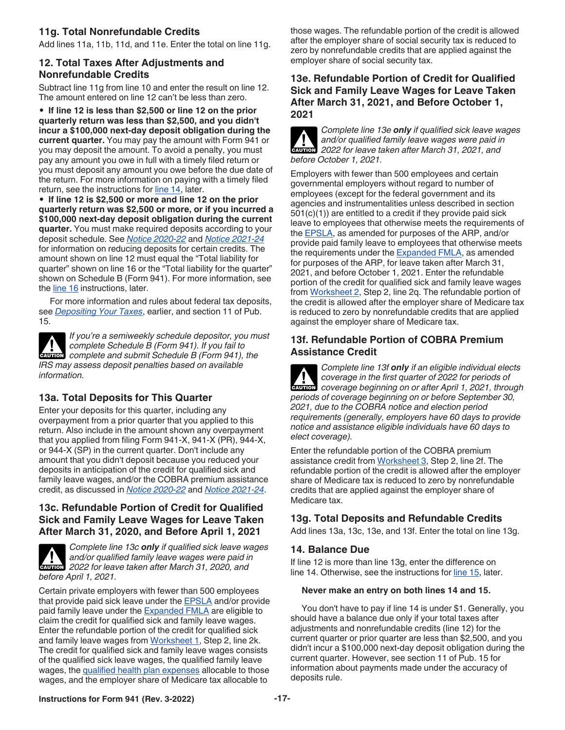### 11g. Total Nonrefundable Credits

Add lines 11a, 11b, 11d, and 11e. Enter the total on line 11g.

### 12. Total Taxes After Adjustments and Nonrefundable Credits

Subtract line 11g from line 10 and enter the result on line 12. The amount entered on line 12 can't be less than zero.

- **If line 12 is less than $2,500 or line 12 on the prior quarterly return was less than $2,500, and you didn't incur a $100,000 next-day deposit obligation during the current quarter.** You may pay the amount with Form 941 or you may deposit the amount. To avoid a penalty, you must pay any amount you owe in full with a timely filed return or you must deposit any amount you owe before the due date of the return. For more information on paying with a timely filed return, see the instructions for line 14, later.
- **If line 12 is $2,500 or more and line 12 on the prior quarterly return was $2,500 or more, or if you incurred a $100,000 next-day deposit obligation during the current quarter.** You must make required deposits according to your deposit schedule. See *Notice 2020-22* and *Notice 2021-24* for information on reducing deposits for certain credits. The amount shown on line 12 must equal the "Total liability for quarter" shown on line 16 or the "Total liability for the quarter" shown on Schedule B (Form 941). For more information, see the line 16 instructions, later.

For more information and rules about federal tax deposits, see *Depositing Your Taxes*, earlier, and section 11 of Pub. 15.

**CAUTION** *If you're a semiweekly schedule depositor, you must complete Schedule B (Form 941). If you fail to complete and submit Schedule B (Form 941), the IRS may assess deposit penalties based on available information.*

### 13a. Total Deposits for This Quarter

Enter your deposits for this quarter, including any overpayment from a prior quarter that you applied to this return. Also include in the amount shown any overpayment that you applied from filing Form 941-X, 941-X (PR), 944-X, or 944-X (SP) in the current quarter. Don't include any amount that you didn't deposit because you reduced your deposits in anticipation of the credit for qualified sick and family leave wages, and/or the COBRA premium assistance credit, as discussed in *Notice 2020-22* and *Notice 2021-24*.

### 13c. Refundable Portion of Credit for Qualified Sick and Family Leave Wages for Leave Taken After March 31, 2020, and Before April 1, 2021

**CAUTION** *Complete line 13c **only** if qualified sick leave wages and/or qualified family leave wages were paid in 2022 for leave taken after March 31, 2020, and before April 1, 2021.*

Certain private employers with fewer than 500 employees that provide paid sick leave under the EPSLA and/or provide paid family leave under the Expanded FMLA are eligible to claim the credit for qualified sick and family leave wages. Enter the refundable portion of the credit for qualified sick and family leave wages from Worksheet 1, Step 2, line 2k. The credit for qualified sick and family leave wages consists of the qualified sick leave wages, the qualified family leave wages, the qualified health plan expenses allocable to those wages, and the employer share of Medicare tax allocable to those wages. The refundable portion of the credit is allowed after the employer share of social security tax is reduced to zero by nonrefundable credits that are applied against the employer share of social security tax.

### 13e. Refundable Portion of Credit for Qualified Sick and Family Leave Wages for Leave Taken After March 31, 2021, and Before October 1, 2021

**CAUTION** *Complete line 13e **only** if qualified sick leave wages and/or qualified family leave wages were paid in 2022 for leave taken after March 31, 2021, and before October 1, 2021.*

Employers with fewer than 500 employees and certain governmental employers without regard to number of employees (except for the federal government and its agencies and instrumentalities unless described in section 501(c)(1)) are entitled to a credit if they provide paid sick leave to employees that otherwise meets the requirements of the EPSLA, as amended for purposes of the ARP, and/or provide paid family leave to employees that otherwise meets the requirements under the Expanded FMLA, as amended for purposes of the ARP, for leave taken after March 31, 2021, and before October 1, 2021. Enter the refundable portion of the credit for qualified sick and family leave wages from Worksheet 2, Step 2, line 2q. The refundable portion of the credit is allowed after the employer share of Medicare tax is reduced to zero by nonrefundable credits that are applied against the employer share of Medicare tax.

### 13f. Refundable Portion of COBRA Premium Assistance Credit

**CAUTION** *Complete line 13f **only** if an eligible individual elects coverage in the first quarter of 2022 for periods of coverage beginning on or after April 1, 2021, through periods of coverage beginning on or before September 30, 2021, due to the COBRA notice and election period requirements (generally, employers have 60 days to provide notice and assistance eligible individuals have 60 days to elect coverage).*

Enter the refundable portion of the COBRA premium assistance credit from Worksheet 3, Step 2, line 2f. The refundable portion of the credit is allowed after the employer share of Medicare tax is reduced to zero by nonrefundable credits that are applied against the employer share of Medicare tax.

### 13g. Total Deposits and Refundable Credits

Add lines 13a, 13c, 13e, and 13f. Enter the total on line 13g.

### 14. Balance Due

If line 12 is more than line 13g, enter the difference on line 14. Otherwise, see the instructions for line 15, later.

**Never make an entry on both lines 14 and 15.**

You don't have to pay if line 14 is under $1. Generally, you should have a balance due only if your total taxes after adjustments and nonrefundable credits (line 12) for the current quarter or prior quarter are less than $2,500, and you didn't incur a $100,000 next-day deposit obligation during the current quarter. However, see section 11 of Pub. 15 for information about payments made under the accuracy of deposits rule.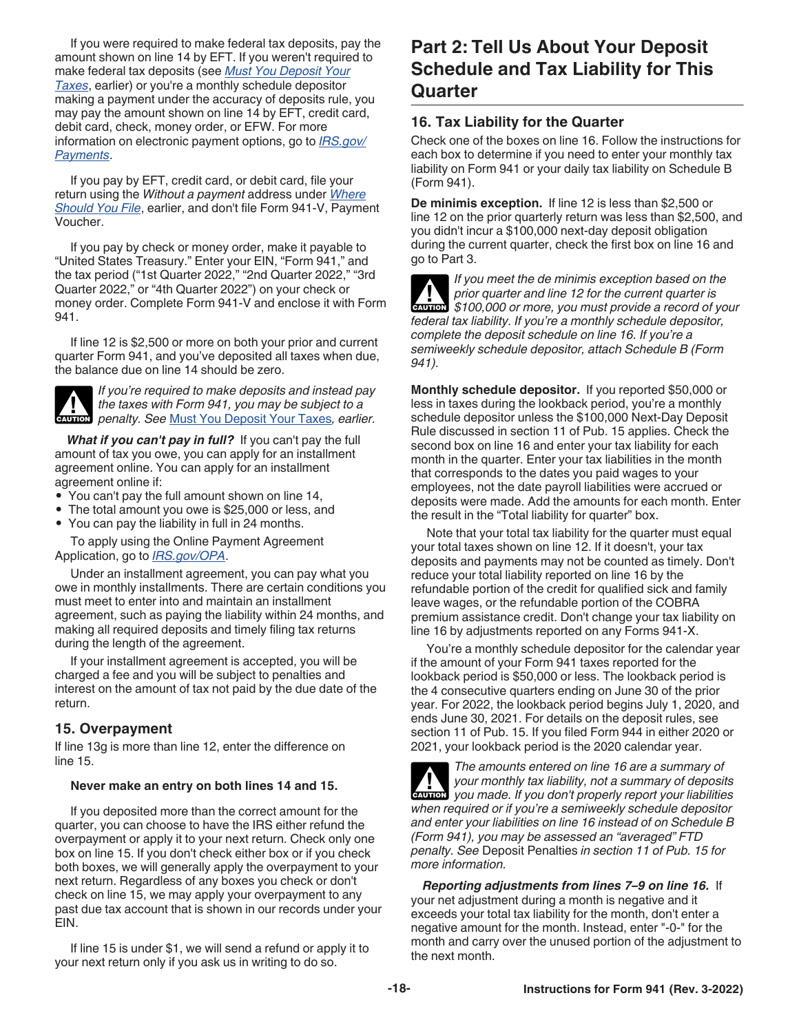If you were required to make federal tax deposits, pay the amount shown on line 14 by EFT. If you weren't required to make federal tax deposits (see *Must You Deposit Your Taxes*, earlier) or you're a monthly schedule depositor making a payment under the accuracy of deposits rule, you may pay the amount shown on line 14 by EFT, credit card, debit card, check, money order, or EFW. For more information on electronic payment options, go to *IRS.gov/Payments*.

If you pay by EFT, credit card, or debit card, file your return using the *Without a payment* address under *Where Should You File*, earlier, and don't file Form 941-V, Payment Voucher.

If you pay by check or money order, make it payable to "United States Treasury." Enter your EIN, "Form 941," and the tax period ("1st Quarter 2022," "2nd Quarter 2022," "3rd Quarter 2022," or "4th Quarter 2022") on your check or money order. Complete Form 941-V and enclose it with Form 941.

If line 12 is $2,500 or more on both your prior and current quarter Form 941, and you've deposited all taxes when due, the balance due on line 14 should be zero.

**CAUTION** *If you're required to make deposits and instead pay the taxes with Form 941, you may be subject to a penalty. See* Must You Deposit Your Taxes*, earlier.*

***What if you can't pay in full?*** If you can't pay the full amount of tax you owe, you can apply for an installment agreement online. You can apply for an installment agreement online if:

- You can't pay the full amount shown on line 14,
- The total amount you owe is $25,000 or less, and
- You can pay the liability in full in 24 months.

To apply using the Online Payment Agreement Application, go to *IRS.gov/OPA*.

Under an installment agreement, you can pay what you owe in monthly installments. There are certain conditions you must meet to enter into and maintain an installment agreement, such as paying the liability within 24 months, and making all required deposits and timely filing tax returns during the length of the agreement.

If your installment agreement is accepted, you will be charged a fee and you will be subject to penalties and interest on the amount of tax not paid by the due date of the return.

### 15. Overpayment

If line 13g is more than line 12, enter the difference on line 15.

**Never make an entry on both lines 14 and 15.**

If you deposited more than the correct amount for the quarter, you can choose to have the IRS either refund the overpayment or apply it to your next return. Check only one box on line 15. If you don't check either box or if you check both boxes, we will generally apply the overpayment to your next return. Regardless of any boxes you check or don't check on line 15, we may apply your overpayment to any past due tax account that is shown in our records under your EIN.

If line 15 is under $1, we will send a refund or apply it to your next return only if you ask us in writing to do so.

## Part 2: Tell Us About Your Deposit Schedule and Tax Liability for This Quarter

### 16. Tax Liability for the Quarter

Check one of the boxes on line 16. Follow the instructions for each box to determine if you need to enter your monthly tax liability on Form 941 or your daily tax liability on Schedule B (Form 941).

**De minimis exception.** If line 12 is less than $2,500 or line 12 on the prior quarterly return was less than $2,500, and you didn't incur a $100,000 next-day deposit obligation during the current quarter, check the first box on line 16 and go to Part 3.

**CAUTION** *If you meet the de minimis exception based on the prior quarter and line 12 for the current quarter is $100,000 or more, you must provide a record of your federal tax liability. If you're a monthly schedule depositor, complete the deposit schedule on line 16. If you're a semiweekly schedule depositor, attach Schedule B (Form 941).*

**Monthly schedule depositor.** If you reported $50,000 or less in taxes during the lookback period, you're a monthly schedule depositor unless the $100,000 Next-Day Deposit Rule discussed in section 11 of Pub. 15 applies. Check the second box on line 16 and enter your tax liability for each month in the quarter. Enter your tax liabilities in the month that corresponds to the dates you paid wages to your employees, not the date payroll liabilities were accrued or deposits were made. Add the amounts for each month. Enter the result in the "Total liability for quarter" box.

Note that your total tax liability for the quarter must equal your total taxes shown on line 12. If it doesn't, your tax deposits and payments may not be counted as timely. Don't reduce your total liability reported on line 16 by the refundable portion of the credit for qualified sick and family leave wages, or the refundable portion of the COBRA premium assistance credit. Don't change your tax liability on line 16 by adjustments reported on any Forms 941-X.

You're a monthly schedule depositor for the calendar year if the amount of your Form 941 taxes reported for the lookback period is $50,000 or less. The lookback period is the 4 consecutive quarters ending on June 30 of the prior year. For 2022, the lookback period begins July 1, 2020, and ends June 30, 2021. For details on the deposit rules, see section 11 of Pub. 15. If you filed Form 944 in either 2020 or 2021, your lookback period is the 2020 calendar year.

**CAUTION** *The amounts entered on line 16 are a summary of your monthly tax liability, not a summary of deposits you made. If you don't properly report your liabilities when required or if you're a semiweekly schedule depositor and enter your liabilities on line 16 instead of on Schedule B (Form 941), you may be assessed an "averaged" FTD penalty. See* Deposit Penalties *in section 11 of Pub. 15 for more information.*

***Reporting adjustments from lines 7–9 on line 16.*** If your net adjustment during a month is negative and it exceeds your total tax liability for the month, don't enter a negative amount for the month. Instead, enter "-0-" for the month and carry over the unused portion of the adjustment to the next month.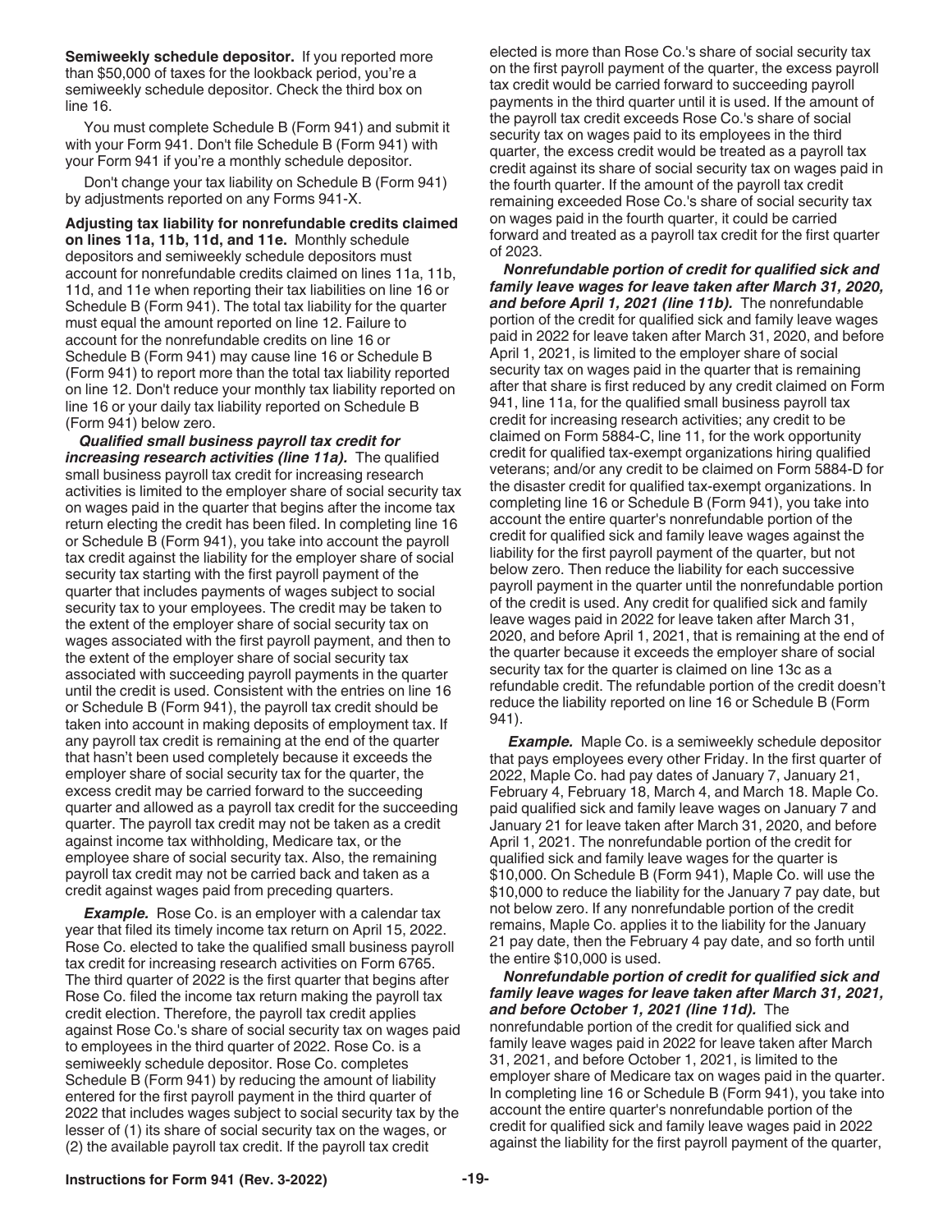**Semiweekly schedule depositor.** If you reported more than $50,000 of taxes for the lookback period, you're a semiweekly schedule depositor. Check the third box on line 16.

You must complete Schedule B (Form 941) and submit it with your Form 941. Don't file Schedule B (Form 941) with your Form 941 if you're a monthly schedule depositor.

Don't change your tax liability on Schedule B (Form 941) by adjustments reported on any Forms 941-X.

**Adjusting tax liability for nonrefundable credits claimed on lines 11a, 11b, 11d, and 11e.** Monthly schedule depositors and semiweekly schedule depositors must account for nonrefundable credits claimed on lines 11a, 11b, 11d, and 11e when reporting their tax liabilities on line 16 or Schedule B (Form 941). The total tax liability for the quarter must equal the amount reported on line 12. Failure to account for the nonrefundable credits on line 16 or Schedule B (Form 941) may cause line 16 or Schedule B (Form 941) to report more than the total tax liability reported on line 12. Don't reduce your monthly tax liability reported on line 16 or your daily tax liability reported on Schedule B (Form 941) below zero.

***Qualified small business payroll tax credit for increasing research activities (line 11a).*** The qualified small business payroll tax credit for increasing research activities is limited to the employer share of social security tax on wages paid in the quarter that begins after the income tax return electing the credit has been filed. In completing line 16 or Schedule B (Form 941), you take into account the payroll tax credit against the liability for the employer share of social security tax starting with the first payroll payment of the quarter that includes payments of wages subject to social security tax to your employees. The credit may be taken to the extent of the employer share of social security tax on wages associated with the first payroll payment, and then to the extent of the employer share of social security tax associated with succeeding payroll payments in the quarter until the credit is used. Consistent with the entries on line 16 or Schedule B (Form 941), the payroll tax credit should be taken into account in making deposits of employment tax. If any payroll tax credit is remaining at the end of the quarter that hasn't been used completely because it exceeds the employer share of social security tax for the quarter, the excess credit may be carried forward to the succeeding quarter and allowed as a payroll tax credit for the succeeding quarter. The payroll tax credit may not be taken as a credit against income tax withholding, Medicare tax, or the employee share of social security tax. Also, the remaining payroll tax credit may not be carried back and taken as a credit against wages paid from preceding quarters.

***Example.*** Rose Co. is an employer with a calendar tax year that filed its timely income tax return on April 15, 2022. Rose Co. elected to take the qualified small business payroll tax credit for increasing research activities on Form 6765. The third quarter of 2022 is the first quarter that begins after Rose Co. filed the income tax return making the payroll tax credit election. Therefore, the payroll tax credit applies against Rose Co.'s share of social security tax on wages paid to employees in the third quarter of 2022. Rose Co. is a semiweekly schedule depositor. Rose Co. completes Schedule B (Form 941) by reducing the amount of liability entered for the first payroll payment in the third quarter of 2022 that includes wages subject to social security tax by the lesser of (1) its share of social security tax on the wages, or (2) the available payroll tax credit. If the payroll tax credit elected is more than Rose Co.'s share of social security tax on the first payroll payment of the quarter, the excess payroll tax credit would be carried forward to succeeding payroll payments in the third quarter until it is used. If the amount of the payroll tax credit exceeds Rose Co.'s share of social security tax on wages paid to its employees in the third quarter, the excess credit would be treated as a payroll tax credit against its share of social security tax on wages paid in the fourth quarter. If the amount of the payroll tax credit remaining exceeded Rose Co.'s share of social security tax on wages paid in the fourth quarter, it could be carried forward and treated as a payroll tax credit for the first quarter of 2023.

***Nonrefundable portion of credit for qualified sick and family leave wages for leave taken after March 31, 2020, and before April 1, 2021 (line 11b).*** The nonrefundable portion of the credit for qualified sick and family leave wages paid in 2022 for leave taken after March 31, 2020, and before April 1, 2021, is limited to the employer share of social security tax on wages paid in the quarter that is remaining after that share is first reduced by any credit claimed on Form 941, line 11a, for the qualified small business payroll tax credit for increasing research activities; any credit to be claimed on Form 5884-C, line 11, for the work opportunity credit for qualified tax-exempt organizations hiring qualified veterans; and/or any credit to be claimed on Form 5884-D for the disaster credit for qualified tax-exempt organizations. In completing line 16 or Schedule B (Form 941), you take into account the entire quarter's nonrefundable portion of the credit for qualified sick and family leave wages against the liability for the first payroll payment of the quarter, but not below zero. Then reduce the liability for each successive payroll payment in the quarter until the nonrefundable portion of the credit is used. Any credit for qualified sick and family leave wages paid in 2022 for leave taken after March 31, 2020, and before April 1, 2021, that is remaining at the end of the quarter because it exceeds the employer share of social security tax for the quarter is claimed on line 13c as a refundable credit. The refundable portion of the credit doesn't reduce the liability reported on line 16 or Schedule B (Form 941).

***Example.*** Maple Co. is a semiweekly schedule depositor that pays employees every other Friday. In the first quarter of 2022, Maple Co. had pay dates of January 7, January 21, February 4, February 18, March 4, and March 18. Maple Co. paid qualified sick and family leave wages on January 7 and January 21 for leave taken after March 31, 2020, and before April 1, 2021. The nonrefundable portion of the credit for qualified sick and family leave wages for the quarter is $10,000. On Schedule B (Form 941), Maple Co. will use the $10,000 to reduce the liability for the January 7 pay date, but not below zero. If any nonrefundable portion of the credit remains, Maple Co. applies it to the liability for the January 21 pay date, then the February 4 pay date, and so forth until the entire $10,000 is used.

***Nonrefundable portion of credit for qualified sick and family leave wages for leave taken after March 31, 2021, and before October 1, 2021 (line 11d).*** The nonrefundable portion of the credit for qualified sick and family leave wages paid in 2022 for leave taken after March 31, 2021, and before October 1, 2021, is limited to the employer share of Medicare tax on wages paid in the quarter. In completing line 16 or Schedule B (Form 941), you take into account the entire quarter's nonrefundable portion of the credit for qualified sick and family leave wages paid in 2022 against the liability for the first payroll payment of the quarter,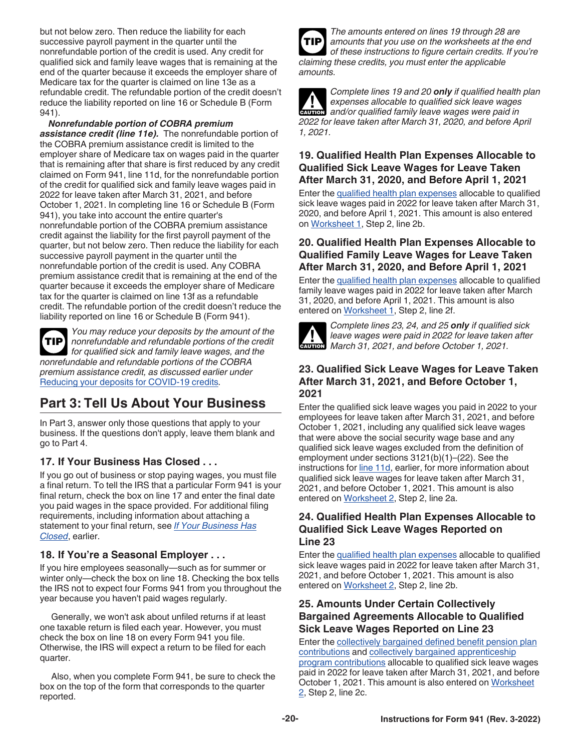but not below zero. Then reduce the liability for each successive payroll payment in the quarter until the nonrefundable portion of the credit is used. Any credit for qualified sick and family leave wages that is remaining at the end of the quarter because it exceeds the employer share of Medicare tax for the quarter is claimed on line 13e as a refundable credit. The refundable portion of the credit doesn't reduce the liability reported on line 16 or Schedule B (Form 941).

***Nonrefundable portion of COBRA premium assistance credit (line 11e).*** The nonrefundable portion of the COBRA premium assistance credit is limited to the employer share of Medicare tax on wages paid in the quarter that is remaining after that share is first reduced by any credit claimed on Form 941, line 11d, for the nonrefundable portion of the credit for qualified sick and family leave wages paid in 2022 for leave taken after March 31, 2021, and before October 1, 2021. In completing line 16 or Schedule B (Form 941), you take into account the entire quarter's nonrefundable portion of the COBRA premium assistance credit against the liability for the first payroll payment of the quarter, but not below zero. Then reduce the liability for each successive payroll payment in the quarter until the nonrefundable portion of the credit is used. Any COBRA premium assistance credit that is remaining at the end of the quarter because it exceeds the employer share of Medicare tax for the quarter is claimed on line 13f as a refundable credit. The refundable portion of the credit doesn't reduce the liability reported on line 16 or Schedule B (Form 941).

**TIP** *You may reduce your deposits by the amount of the nonrefundable and refundable portions of the credit for qualified sick and family leave wages, and the nonrefundable and refundable portions of the COBRA premium assistance credit, as discussed earlier under Reducing your deposits for COVID-19 credits.*

# Part 3: Tell Us About Your Business

In Part 3, answer only those questions that apply to your business. If the questions don't apply, leave them blank and go to Part 4.

## 17. If Your Business Has Closed . . .

If you go out of business or stop paying wages, you must file a final return. To tell the IRS that a particular Form 941 is your final return, check the box on line 17 and enter the final date you paid wages in the space provided. For additional filing requirements, including information about attaching a statement to your final return, see *If Your Business Has Closed*, earlier.

## 18. If You're a Seasonal Employer . . .

If you hire employees seasonally—such as for summer or winter only—check the box on line 18. Checking the box tells the IRS not to expect four Forms 941 from you throughout the year because you haven't paid wages regularly.

Generally, we won't ask about unfiled returns if at least one taxable return is filed each year. However, you must check the box on line 18 on every Form 941 you file. Otherwise, the IRS will expect a return to be filed for each quarter.

Also, when you complete Form 941, be sure to check the box on the top of the form that corresponds to the quarter reported.

**TIP** *The amounts entered on lines 19 through 28 are amounts that you use on the worksheets at the end of these instructions to figure certain credits. If you're claiming these credits, you must enter the applicable amounts.*

**CAUTION** *Complete lines 19 and 20* ***only*** *if qualified health plan expenses allocable to qualified sick leave wages and/or qualified family leave wages were paid in 2022 for leave taken after March 31, 2020, and before April 1, 2021.*

## 19. Qualified Health Plan Expenses Allocable to Qualified Sick Leave Wages for Leave Taken After March 31, 2020, and Before April 1, 2021

Enter the qualified health plan expenses allocable to qualified sick leave wages paid in 2022 for leave taken after March 31, 2020, and before April 1, 2021. This amount is also entered on Worksheet 1, Step 2, line 2b.

## 20. Qualified Health Plan Expenses Allocable to Qualified Family Leave Wages for Leave Taken After March 31, 2020, and Before April 1, 2021

Enter the qualified health plan expenses allocable to qualified family leave wages paid in 2022 for leave taken after March 31, 2020, and before April 1, 2021. This amount is also entered on Worksheet 1, Step 2, line 2f.

**CAUTION** *Complete lines 23, 24, and 25* ***only*** *if qualified sick leave wages were paid in 2022 for leave taken after March 31, 2021, and before October 1, 2021.*

## 23. Qualified Sick Leave Wages for Leave Taken After March 31, 2021, and Before October 1, 2021

Enter the qualified sick leave wages you paid in 2022 to your employees for leave taken after March 31, 2021, and before October 1, 2021, including any qualified sick leave wages that were above the social security wage base and any qualified sick leave wages excluded from the definition of employment under sections 3121(b)(1)–(22). See the instructions for line 11d, earlier, for more information about qualified sick leave wages for leave taken after March 31, 2021, and before October 1, 2021. This amount is also entered on Worksheet 2, Step 2, line 2a.

## 24. Qualified Health Plan Expenses Allocable to Qualified Sick Leave Wages Reported on Line 23

Enter the qualified health plan expenses allocable to qualified sick leave wages paid in 2022 for leave taken after March 31, 2021, and before October 1, 2021. This amount is also entered on Worksheet 2, Step 2, line 2b.

## 25. Amounts Under Certain Collectively Bargained Agreements Allocable to Qualified Sick Leave Wages Reported on Line 23

Enter the collectively bargained defined benefit pension plan contributions and collectively bargained apprenticeship program contributions allocable to qualified sick leave wages paid in 2022 for leave taken after March 31, 2021, and before October 1, 2021. This amount is also entered on Worksheet 2, Step 2, line 2c.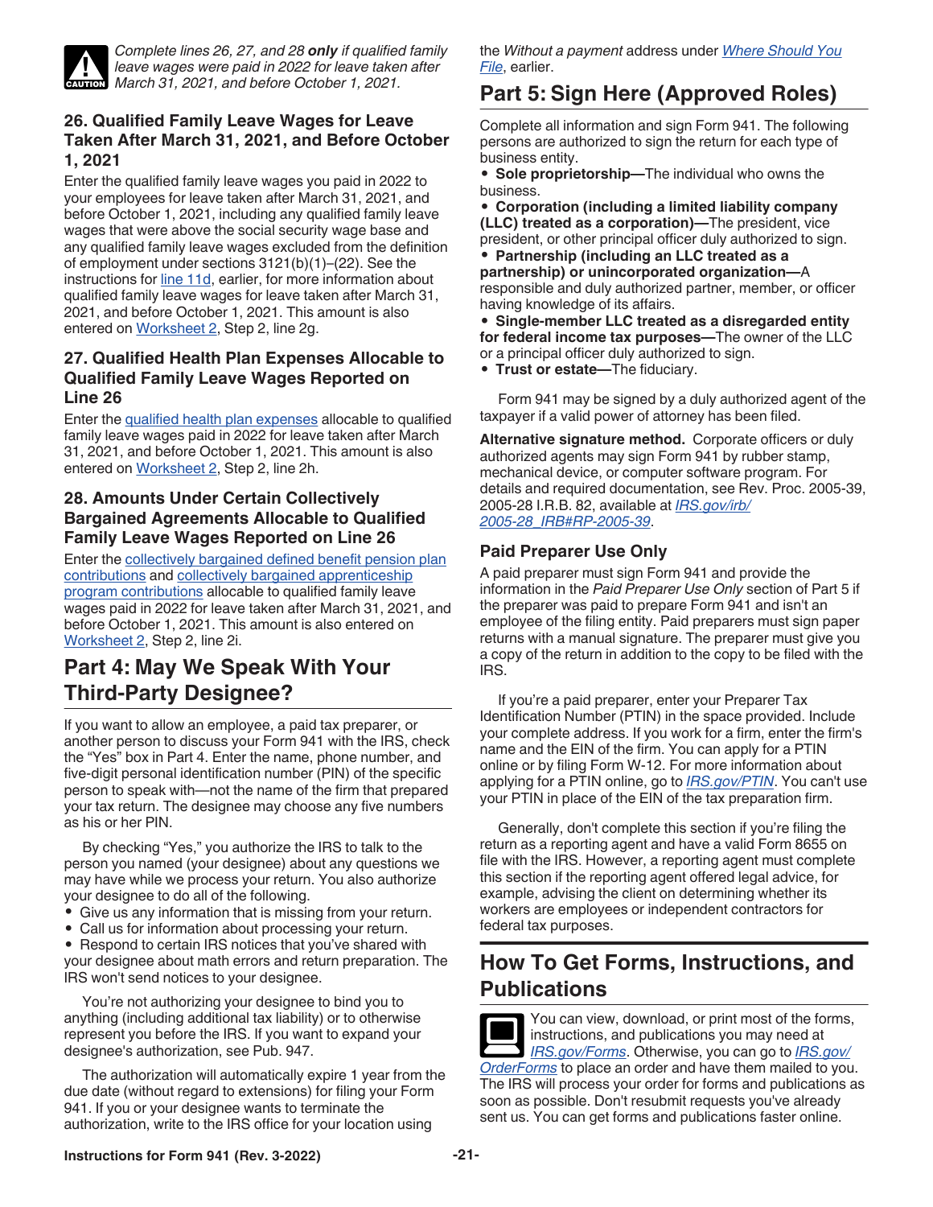CAUTION: Complete lines 26, 27, and 28 **only** if qualified family leave wages were paid in 2022 for leave taken after March 31, 2021, and before October 1, 2021.

### 26. Qualified Family Leave Wages for Leave Taken After March 31, 2021, and Before October 1, 2021

Enter the qualified family leave wages you paid in 2022 to your employees for leave taken after March 31, 2021, and before October 1, 2021, including any qualified family leave wages that were above the social security wage base and any qualified family leave wages excluded from the definition of employment under sections 3121(b)(1)–(22). See the instructions for line 11d, earlier, for more information about qualified family leave wages for leave taken after March 31, 2021, and before October 1, 2021. This amount is also entered on Worksheet 2, Step 2, line 2g.

### 27. Qualified Health Plan Expenses Allocable to Qualified Family Leave Wages Reported on Line 26

Enter the qualified health plan expenses allocable to qualified family leave wages paid in 2022 for leave taken after March 31, 2021, and before October 1, 2021. This amount is also entered on Worksheet 2, Step 2, line 2h.

### 28. Amounts Under Certain Collectively Bargained Agreements Allocable to Qualified Family Leave Wages Reported on Line 26

Enter the collectively bargained defined benefit pension plan contributions and collectively bargained apprenticeship program contributions allocable to qualified family leave wages paid in 2022 for leave taken after March 31, 2021, and before October 1, 2021. This amount is also entered on Worksheet 2, Step 2, line 2i.

## Part 4: May We Speak With Your Third-Party Designee?

If you want to allow an employee, a paid tax preparer, or another person to discuss your Form 941 with the IRS, check the "Yes" box in Part 4. Enter the name, phone number, and five-digit personal identification number (PIN) of the specific person to speak with—not the name of the firm that prepared your tax return. The designee may choose any five numbers as his or her PIN.

By checking "Yes," you authorize the IRS to talk to the person you named (your designee) about any questions we may have while we process your return. You also authorize your designee to do all of the following.

- Give us any information that is missing from your return.
- Call us for information about processing your return.
- Respond to certain IRS notices that you've shared with your designee about math errors and return preparation. The IRS won't send notices to your designee.

You're not authorizing your designee to bind you to anything (including additional tax liability) or to otherwise represent you before the IRS. If you want to expand your designee's authorization, see Pub. 947.

The authorization will automatically expire 1 year from the due date (without regard to extensions) for filing your Form 941. If you or your designee wants to terminate the authorization, write to the IRS office for your location using the *Without a payment* address under *Where Should You File*, earlier.

## Part 5: Sign Here (Approved Roles)

Complete all information and sign Form 941. The following persons are authorized to sign the return for each type of business entity.

- **Sole proprietorship—**The individual who owns the business.
- **Corporation (including a limited liability company (LLC) treated as a corporation)—**The president, vice president, or other principal officer duly authorized to sign.
- **Partnership (including an LLC treated as a partnership) or unincorporated organization—**A responsible and duly authorized partner, member, or officer having knowledge of its affairs.
- **Single-member LLC treated as a disregarded entity for federal income tax purposes—**The owner of the LLC or a principal officer duly authorized to sign.
- **Trust or estate—**The fiduciary.

Form 941 may be signed by a duly authorized agent of the taxpayer if a valid power of attorney has been filed.

**Alternative signature method.** Corporate officers or duly authorized agents may sign Form 941 by rubber stamp, mechanical device, or computer software program. For details and required documentation, see Rev. Proc. 2005-39, 2005-28 I.R.B. 82, available at *IRS.gov/irb/2005-28_IRB#RP-2005-39*.

### Paid Preparer Use Only

A paid preparer must sign Form 941 and provide the information in the *Paid Preparer Use Only* section of Part 5 if the preparer was paid to prepare Form 941 and isn't an employee of the filing entity. Paid preparers must sign paper returns with a manual signature. The preparer must give you a copy of the return in addition to the copy to be filed with the IRS.

If you're a paid preparer, enter your Preparer Tax Identification Number (PTIN) in the space provided. Include your complete address. If you work for a firm, enter the firm's name and the EIN of the firm. You can apply for a PTIN online or by filing Form W-12. For more information about applying for a PTIN online, go to *IRS.gov/PTIN*. You can't use your PTIN in place of the EIN of the tax preparation firm.

Generally, don't complete this section if you're filing the return as a reporting agent and have a valid Form 8655 on file with the IRS. However, a reporting agent must complete this section if the reporting agent offered legal advice, for example, advising the client on determining whether its workers are employees or independent contractors for federal tax purposes.

## How To Get Forms, Instructions, and Publications

You can view, download, or print most of the forms, instructions, and publications you may need at *IRS.gov/Forms*. Otherwise, you can go to *IRS.gov/OrderForms* to place an order and have them mailed to you. The IRS will process your order for forms and publications as soon as possible. Don't resubmit requests you've already sent us. You can get forms and publications faster online.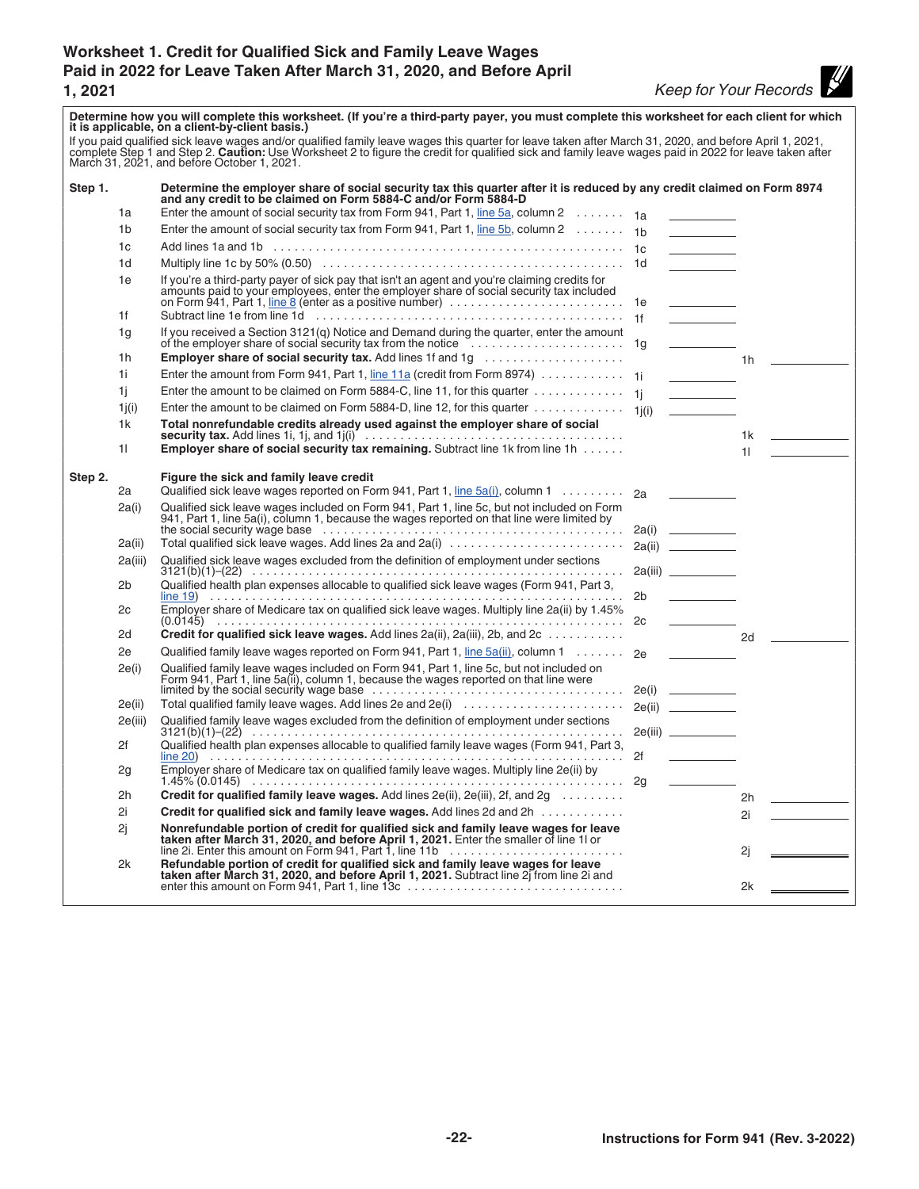## Worksheet 1. Credit for Qualified Sick and Family Leave Wages Paid in 2022 for Leave Taken After March 31, 2020, and Before April 1, 2021

*Keep for Your Records*

**Determine how you will complete this worksheet. (If you're a third-party payer, you must complete this worksheet for each client for which it is applicable, on a client-by-client basis.)**

If you paid qualified sick leave wages and/or qualified family leave wages this quarter for leave taken after March 31, 2020, and before April 1, 2021, complete Step 1 and Step 2. **Caution:** Use Worksheet 2 to figure the credit for qualified sick and family leave wages paid in 2022 for leave taken after March 31, 2021, and before October 1, 2021.

**Step 1.** **Determine the employer share of social security tax this quarter after it is reduced by any credit claimed on Form 8974 and any credit to be claimed on Form 5884-C and/or Form 5884-D**

| Line | Description | | | | |
|---|---|---|---|---|---|
| 1a | Enter the amount of social security tax from Form 941, Part 1, line 5a, column 2 | 1a | ______ | | |
| 1b | Enter the amount of social security tax from Form 941, Part 1, line 5b, column 2 | 1b | ______ | | |
| 1c | Add lines 1a and 1b | 1c | ______ | | |
| 1d | Multiply line 1c by 50% (0.50) | 1d | ______ | | |
| 1e | If you're a third-party payer of sick pay that isn't an agent and you're claiming credits for amounts paid to your employees, enter the employer share of social security tax included on Form 941, Part 1, line 8 (enter as a positive number) | 1e | ______ | | |
| 1f | Subtract line 1e from line 1d | 1f | ______ | | |
| 1g | If you received a Section 3121(q) Notice and Demand during the quarter, enter the amount of the employer share of social security tax from the notice | 1g | ______ | | |
| 1h | **Employer share of social security tax.** Add lines 1f and 1g | | | 1h | ______ |
| 1i | Enter the amount from Form 941, Part 1, line 11a (credit from Form 8974) | 1i | ______ | | |
| 1j | Enter the amount to be claimed on Form 5884-C, line 11, for this quarter | 1j | ______ | | |
| 1j(i) | Enter the amount to be claimed on Form 5884-D, line 12, for this quarter | 1j(i) | ______ | | |
| 1k | **Total nonrefundable credits already used against the employer share of social security tax.** Add lines 1i, 1j, and 1j(i) | | | 1k | ______ |
| 1l | **Employer share of social security tax remaining.** Subtract line 1k from line 1h | | | 1l | ______ |

**Step 2.** **Figure the sick and family leave credit**

| Line | Description | | | | |
|---|---|---|---|---|---|
| 2a | Qualified sick leave wages reported on Form 941, Part 1, line 5a(i), column 1 | 2a | ______ | | |
| 2a(i) | Qualified sick leave wages included on Form 941, Part 1, line 5c, but not included on Form 941, Part 1, line 5a(i), column 1, because the wages reported on that line were limited by the social security wage base | 2a(i) | ______ | | |
| 2a(ii) | Total qualified sick leave wages. Add lines 2a and 2a(i) | 2a(ii) | ______ | | |
| 2a(iii) | Qualified sick leave wages excluded from the definition of employment under sections 3121(b)(1)–(22) | 2a(iii) | ______ | | |
| 2b | Qualified health plan expenses allocable to qualified sick leave wages (Form 941, Part 3, line 19) | 2b | ______ | | |
| 2c | Employer share of Medicare tax on qualified sick leave wages. Multiply line 2a(ii) by 1.45% (0.0145) | 2c | ______ | | |
| 2d | **Credit for qualified sick leave wages.** Add lines 2a(ii), 2a(iii), 2b, and 2c | | | 2d | ______ |
| 2e | Qualified family leave wages reported on Form 941, Part 1, line 5a(ii), column 1 | 2e | ______ | | |
| 2e(i) | Qualified family leave wages included on Form 941, Part 1, line 5c, but not included on Form 941, Part 1, line 5a(ii), column 1, because the wages reported on that line were limited by the social security wage base | 2e(i) | ______ | | |
| 2e(ii) | Total qualified family wages. Add lines 2e and 2e(i) | 2e(ii) | ______ | | |
| 2e(iii) | Qualified family leave wages excluded from the definition of employment under sections 3121(b)(1)–(22) | 2e(iii) | ______ | | |
| 2f | Qualified health plan expenses allocable to qualified family leave wages (Form 941, Part 3, line 20) | 2f | ______ | | |
| 2g | Employer share of Medicare tax on qualified family leave wages. Multiply line 2e(ii) by 1.45% (0.0145) | 2g | ______ | | |
| 2h | **Credit for qualified family leave wages.** Add lines 2e(ii), 2e(iii), 2f, and 2g | | | 2h | ______ |
| 2i | **Credit for qualified sick and family leave wages.** Add lines 2d and 2h | | | 2i | ______ |
| 2j | **Nonrefundable portion of credit for qualified sick and family leave wages for leave taken after March 31, 2020, and before April 1, 2021.** Enter the smaller of line 1l or line 2i. Enter this amount on Form 941, Part 1, line 11b | | | 2j | ______ |
| 2k | **Refundable portion of credit for qualified sick and family leave wages for leave taken after March 31, 2020, and before April 1, 2021.** Subtract line 2j from line 2i and enter this amount on Form 941, Part 1, line 13c | | | 2k | ______ |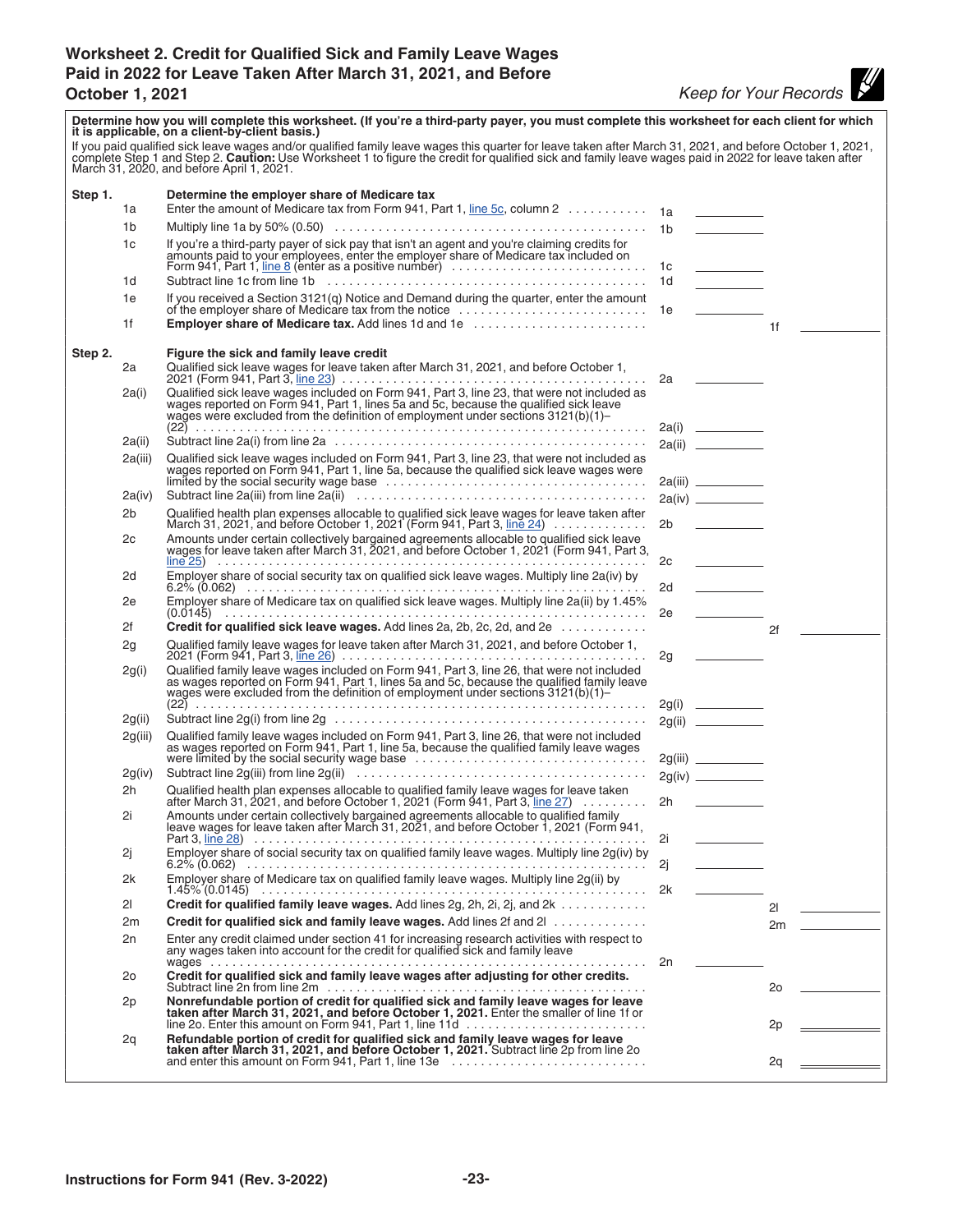# Worksheet 2. Credit for Qualified Sick and Family Leave Wages Paid in 2022 for Leave Taken After March 31, 2021, and Before October 1, 2021

*Keep for Your Records*

**Determine how you will complete this worksheet. (If you're a third-party payer, you must complete this worksheet for each client for which it is applicable, on a client-by-client basis.)**

If you paid qualified sick leave wages and/or qualified family leave wages this quarter for leave taken after March 31, 2021, and before October 1, 2021, complete Step 1 and Step 2. **Caution:** Use Worksheet 1 to figure the credit for qualified sick and family leave wages paid in 2022 for leave taken after March 31, 2020, and before April 1, 2021.

| Step | Line | Description | Line | Amount | Line | Amount |
|---|---|---|---|---|---|---|
| **Step 1.** | | **Determine the employer share of Medicare tax** | | | | |
| | 1a | Enter the amount of Medicare tax from Form 941, Part 1, line 5c, column 2 | 1a | ______ | | |
| | 1b | Multiply line 1a by 50% (0.50) | 1b | ______ | | |
| | 1c | If you're a third-party payer of sick pay that isn't an agent and you're claiming credits for amounts paid to your employees, enter the employer share of Medicare tax included on Form 941, Part 1, line 8 (enter as a positive number) | 1c | ______ | | |
| | 1d | Subtract line 1c from line 1b | 1d | ______ | | |
| | 1e | If you received a Section 3121(q) Notice and Demand during the quarter, enter the amount of the employer share of Medicare tax from the notice | 1e | ______ | | |
| | 1f | **Employer share of Medicare tax.** Add lines 1d and 1e | | | 1f | ______ |
| **Step 2.** | | **Figure the sick and family leave credit** | | | | |
| | 2a | Qualified sick leave wages for leave taken after March 31, 2021, and before October 1, 2021 (Form 941, Part 3, line 23) | 2a | ______ | | |
| | 2a(i) | Qualified sick leave wages included on Form 941, Part 3, line 23, that were not included as wages reported on Form 941, Part 1, lines 5a and 5c, because the qualified sick leave wages were excluded from the definition of employment under sections 3121(b)(1)–(22) | 2a(i) | ______ | | |
| | 2a(ii) | Subtract line 2a(i) from line 2a | 2a(ii) | ______ | | |
| | 2a(iii) | Qualified sick leave wages included on Form 941, Part 3, line 23, that were not included as wages reported on Form 941, Part 1, line 5a, because the qualified sick leave wages were limited by the social security wage base | 2a(iii) | ______ | | |
| | 2a(iv) | Subtract line 2a(iii) from line 2a(ii) | 2a(iv) | ______ | | |
| | 2b | Qualified health plan expenses allocable to qualified sick leave wages for leave taken after March 31, 2021, and before October 1, 2021 (Form 941, Part 3, line 24) | 2b | ______ | | |
| | 2c | Amounts under certain collectively bargained agreements allocable to qualified sick leave wages for leave taken after March 31, 2021, and before October 1, 2021 (Form 941, Part 3, line 25) | 2c | ______ | | |
| | 2d | Employer share of social security tax on qualified sick leave wages. Multiply line 2a(iv) by 6.2% (0.062) | 2d | ______ | | |
| | 2e | Employer share of Medicare tax on qualified sick leave wages. Multiply line 2a(ii) by 1.45% (0.0145) | 2e | ______ | | |
| | 2f | **Credit for qualified sick leave wages.** Add lines 2a, 2b, 2c, 2d, and 2e | | | 2f | ______ |
| | 2g | Qualified family leave wages for leave taken after March 31, 2021, and before October 1, 2021 (Form 941, Part 3, line 26) | 2g | ______ | | |
| | 2g(i) | Qualified family leave wages included on Form 941, Part 3, line 26, that were not included as wages reported on Form 941, Part 1, lines 5a and 5c, because the qualified family leave wages were excluded from the definition of employment under sections 3121(b)(1)–(22) | 2g(i) | ______ | | |
| | 2g(ii) | Subtract line 2g(i) from line 2g | 2g(ii) | ______ | | |
| | 2g(iii) | Qualified family leave wages included on Form 941, Part 3, line 26, that were not included as wages reported on Form 941, Part 1, line 5a, because the qualified family leave wages were limited by the social security wage base | 2g(iii) | ______ | | |
| | 2g(iv) | Subtract line 2g(iii) from line 2g(ii) | 2g(iv) | ______ | | |
| | 2h | Qualified health plan expenses allocable to qualified family leave wages for leave taken after March 31, 2021, and before October 1, 2021 (Form 941, Part 3, line 27) | 2h | ______ | | |
| | 2i | Amounts under certain collectively bargained agreements allocable to qualified family leave wages for leave taken after March 31, 2021, and before October 1, 2021 (Form 941, Part 3, line 28) | 2i | ______ | | |
| | 2j | Employer share of social security tax on qualified family leave wages. Multiply line 2g(iv) by 6.2% (0.062) | 2j | ______ | | |
| | 2k | Employer share of Medicare tax on qualified family leave wages. Multiply line 2g(ii) by 1.45% (0.0145) | 2k | ______ | | |
| | 2l | **Credit for qualified family leave wages.** Add lines 2g, 2h, 2i, 2j, and 2k | | | 2l | ______ |
| | 2m | **Credit for qualified sick and family leave wages.** Add lines 2f and 2l | | | 2m | ______ |
| | 2n | Enter any credit claimed under section 41 for increasing research activities with respect to any wages taken into account for the credit for qualified sick and family leave wages | 2n | ______ | | |
| | 2o | **Credit for qualified sick and family leave wages after adjusting for other credits.** Subtract line 2n from line 2m | | | 2o | ______ |
| | 2p | **Nonrefundable portion of credit for qualified sick and family leave wages for leave taken after March 31, 2021, and before October 1, 2021.** Enter the smaller of line 1f or line 2o. Enter this amount on Form 941, Part 1, line 11d | | | 2p | ______ |
| | 2q | **Refundable portion of credit for qualified sick and family leave wages for leave taken after March 31, 2021, and before October 1, 2021.** Subtract line 2p from line 2o and enter this amount on Form 941, Part 1, line 13e | | | 2q | ______ |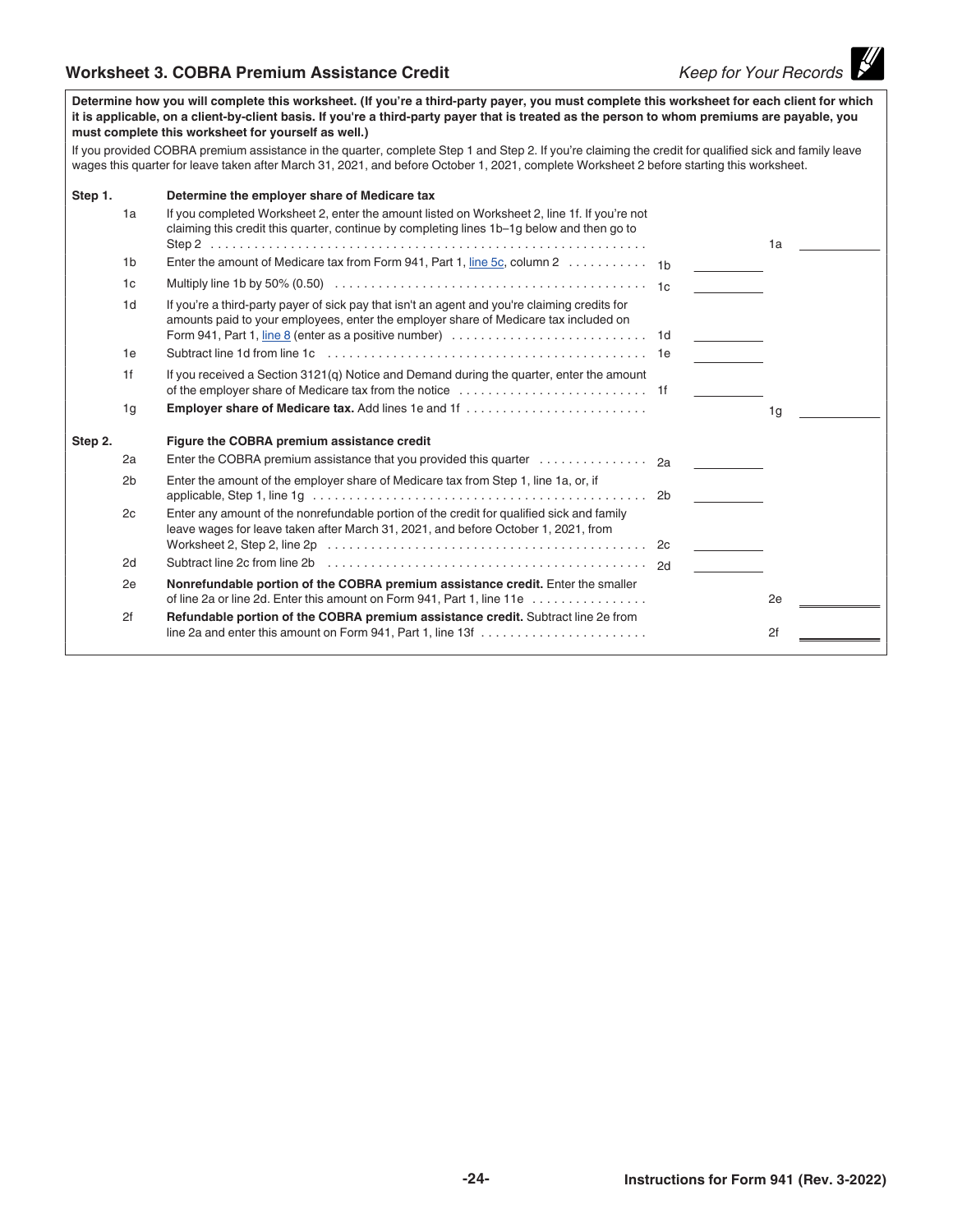## Worksheet 3. COBRA Premium Assistance Credit

*Keep for Your Records*

**Determine how you will complete this worksheet. (If you're a third-party payer, you must complete this worksheet for each client for which it is applicable, on a client-by-client basis. If you're a third-party payer that is treated as the person to whom premiums are payable, you must complete this worksheet for yourself as well.)**

If you provided COBRA premium assistance in the quarter, complete Step 1 and Step 2. If you're claiming the credit for qualified sick and family leave wages this quarter for leave taken after March 31, 2021, and before October 1, 2021, complete Worksheet 2 before starting this worksheet.

| | | | | | |
|---|---|---|---|---|---|
| **Step 1.** | | **Determine the employer share of Medicare tax** | | | |
| | 1a | If you completed Worksheet 2, enter the amount listed on Worksheet 2, line 1f. If you're not claiming this credit this quarter, continue by completing lines 1b–1g below and then go to Step 2 . . . . . . . . . . . . . . . . . . . . . . . . . . . . . . . . . . . . . . . . . . . . . . . . . . . . . . . . . . . . | | | 1a ________ |
| | 1b | Enter the amount of Medicare tax from Form 941, Part 1, line 5c, column 2 . . . . . . . . . . . | 1b | ________ | |
| | 1c | Multiply line 1b by 50% (0.50) . . . . . . . . . . . . . . . . . . . . . . . . . . . . . . . . . . . . . . . . . . . | 1c | ________ | |
| | 1d | If you're a third-party payer of sick pay that isn't an agent and you're claiming credits for amounts paid to your employees, enter the employer share of Medicare tax included on Form 941, Part 1, line 8 (enter as a positive number) . . . . . . . . . . . . . . . . . . . . . . . . . . . | 1d | ________ | |
| | 1e | Subtract line 1d from line 1c . . . . . . . . . . . . . . . . . . . . . . . . . . . . . . . . . . . . . . . . . . . | 1e | ________ | |
| | 1f | If you received a Section 3121(q) Notice and Demand during the quarter, enter the amount of the employer share of Medicare tax from the notice . . . . . . . . . . . . . . . . . . . . . . . . . . | 1f | ________ | |
| | 1g | **Employer share of Medicare tax.** Add lines 1e and 1f . . . . . . . . . . . . . . . . . . . . . . . . . | | | 1g ________ |
| **Step 2.** | | **Figure the COBRA premium assistance credit** | | | |
| | 2a | Enter the COBRA premium assistance that you provided this quarter . . . . . . . . . . . . . . . | 2a | ________ | |
| | 2b | Enter the amount of the employer share of Medicare tax from Step 1, line 1a, or, if applicable, Step 1, line 1g . . . . . . . . . . . . . . . . . . . . . . . . . . . . . . . . . . . . . . . . . . . . . . | 2b | ________ | |
| | 2c | Enter any amount of the nonrefundable portion of the credit for qualified sick and family leave wages for leave taken after March 31, 2021, and before October 1, 2021, from Worksheet 2, Step 2, line 2p . . . . . . . . . . . . . . . . . . . . . . . . . . . . . . . . . . . . . . . . . . . . | 2c | ________ | |
| | 2d | Subtract line 2c from line 2b . . . . . . . . . . . . . . . . . . . . . . . . . . . . . . . . . . . . . . . . . . . | 2d | ________ | |
| | 2e | **Nonrefundable portion of the COBRA premium assistance credit.** Enter the smaller of line 2a or line 2d. Enter this amount on Form 941, Part 1, line 11e . . . . . . . . . . . . . . . . | | | 2e ________ |
| | 2f | **Refundable portion of the COBRA premium assistance credit.** Subtract line 2e from line 2a and enter this amount on Form 941, Part 1, line 13f . . . . . . . . . . . . . . . . . . . . . . . | | | 2f ________ |